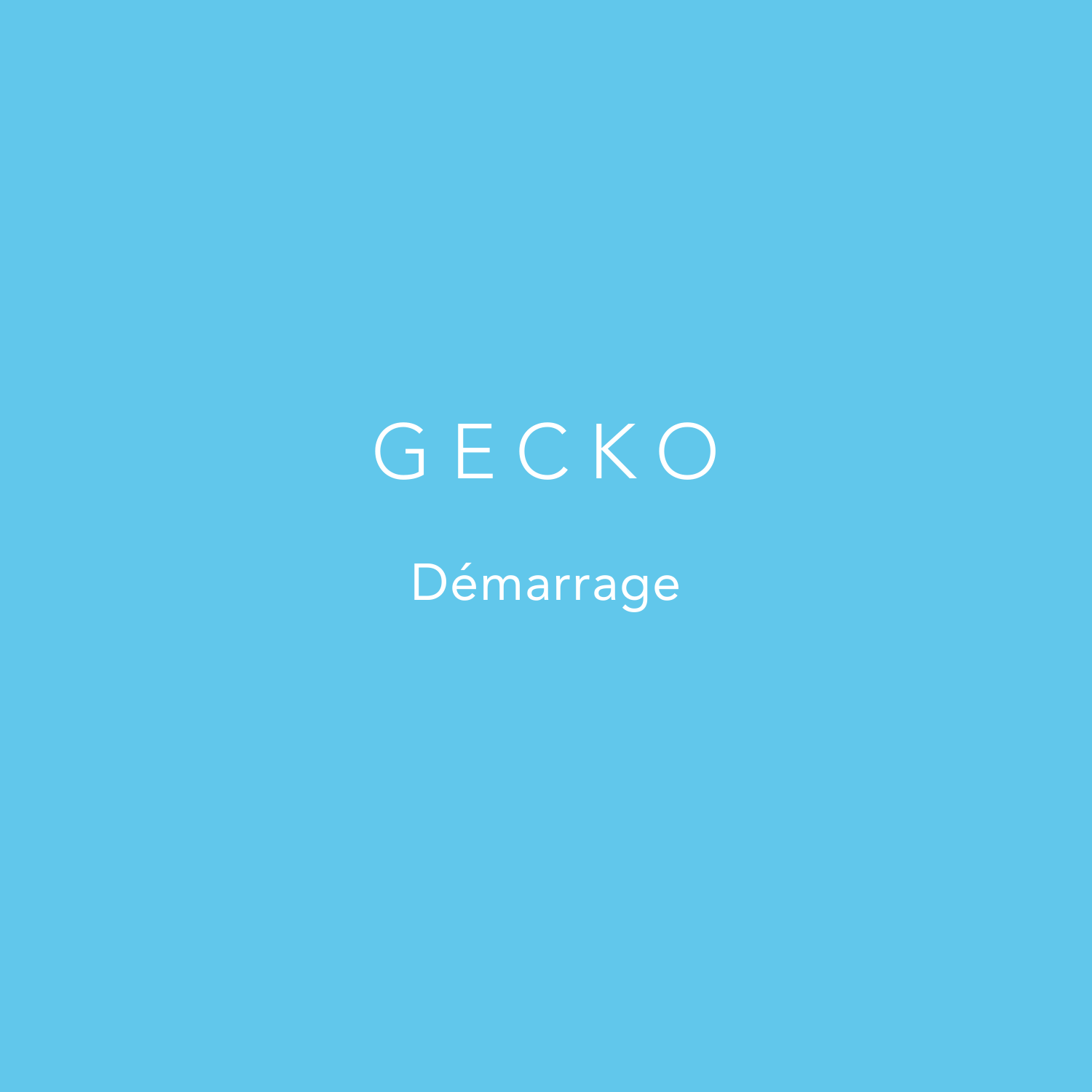# GECKO

## Démarrage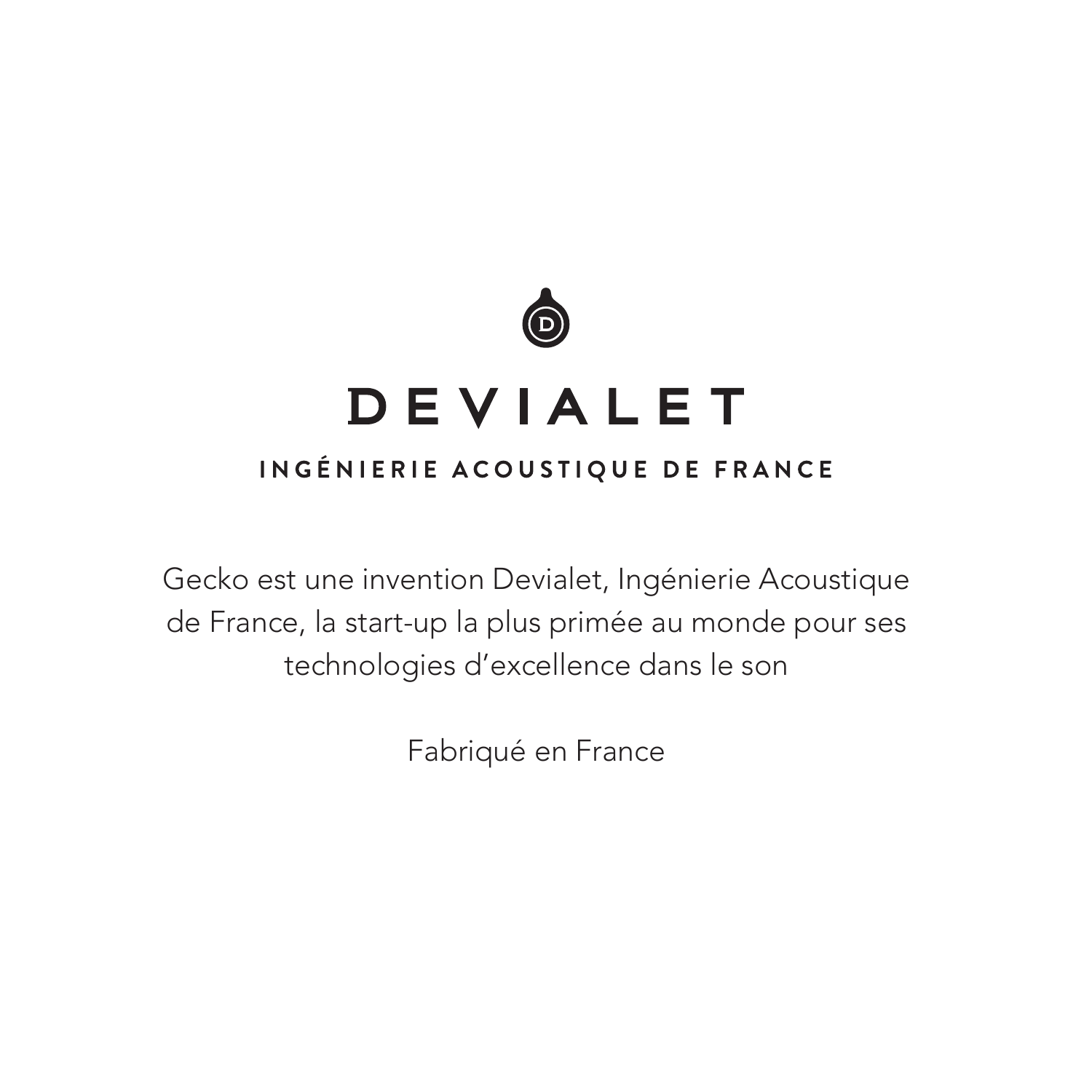# DEVIALET

## INGÉNIERIE ACOUSTIQUE DE FRANCE

Gecko est une invention Devialet, Ingénierie Acoustique de France, la start-up la plus primée au monde pour ses technologies d'excellence dans le son

Fabriqué en France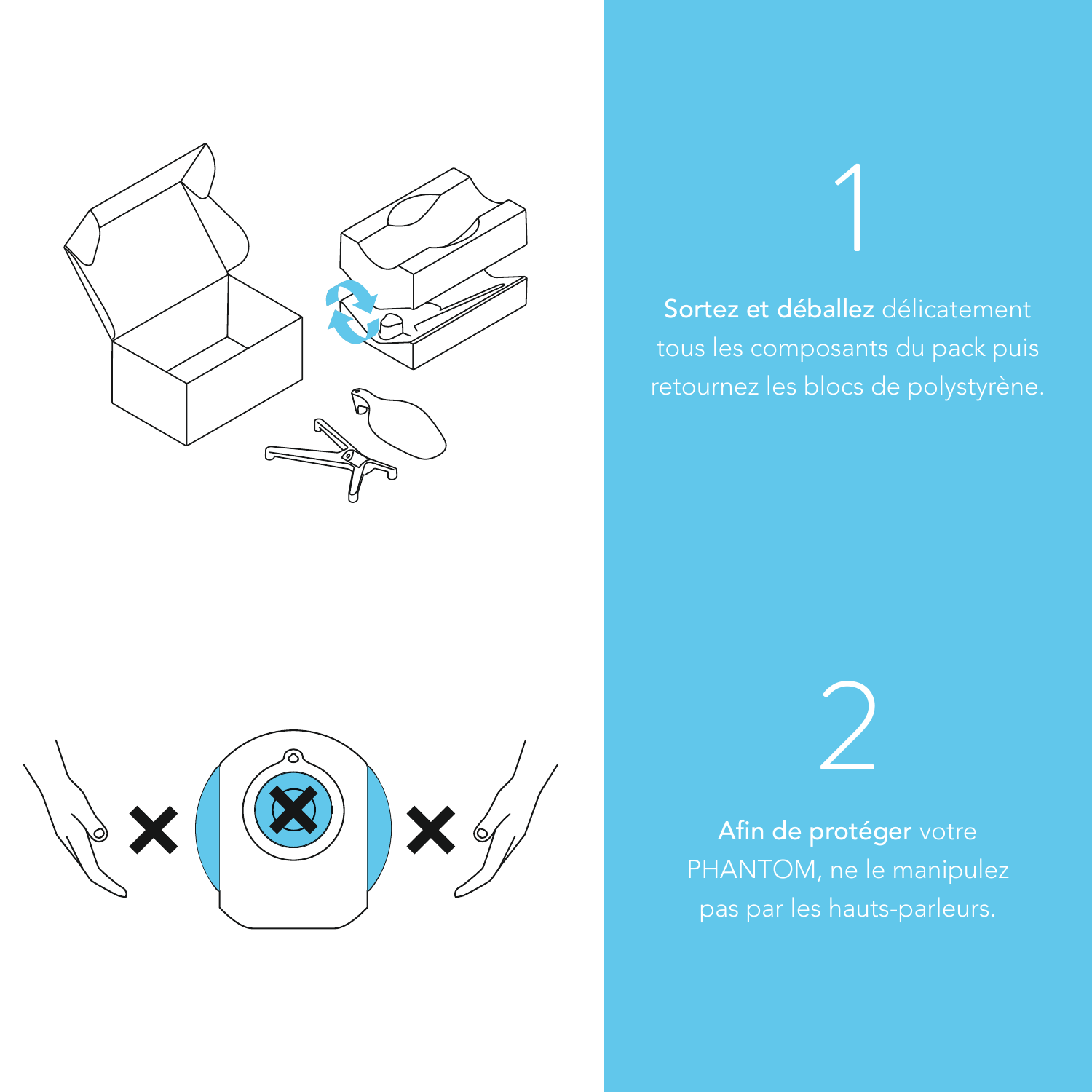1

**Sortez et déballez** délicatement tous les composants du pack puis retournez les blocs de polystyrène.

2

**Afin de protéger** votre PHANTOM, ne le manipulez pas par les hauts-parleurs.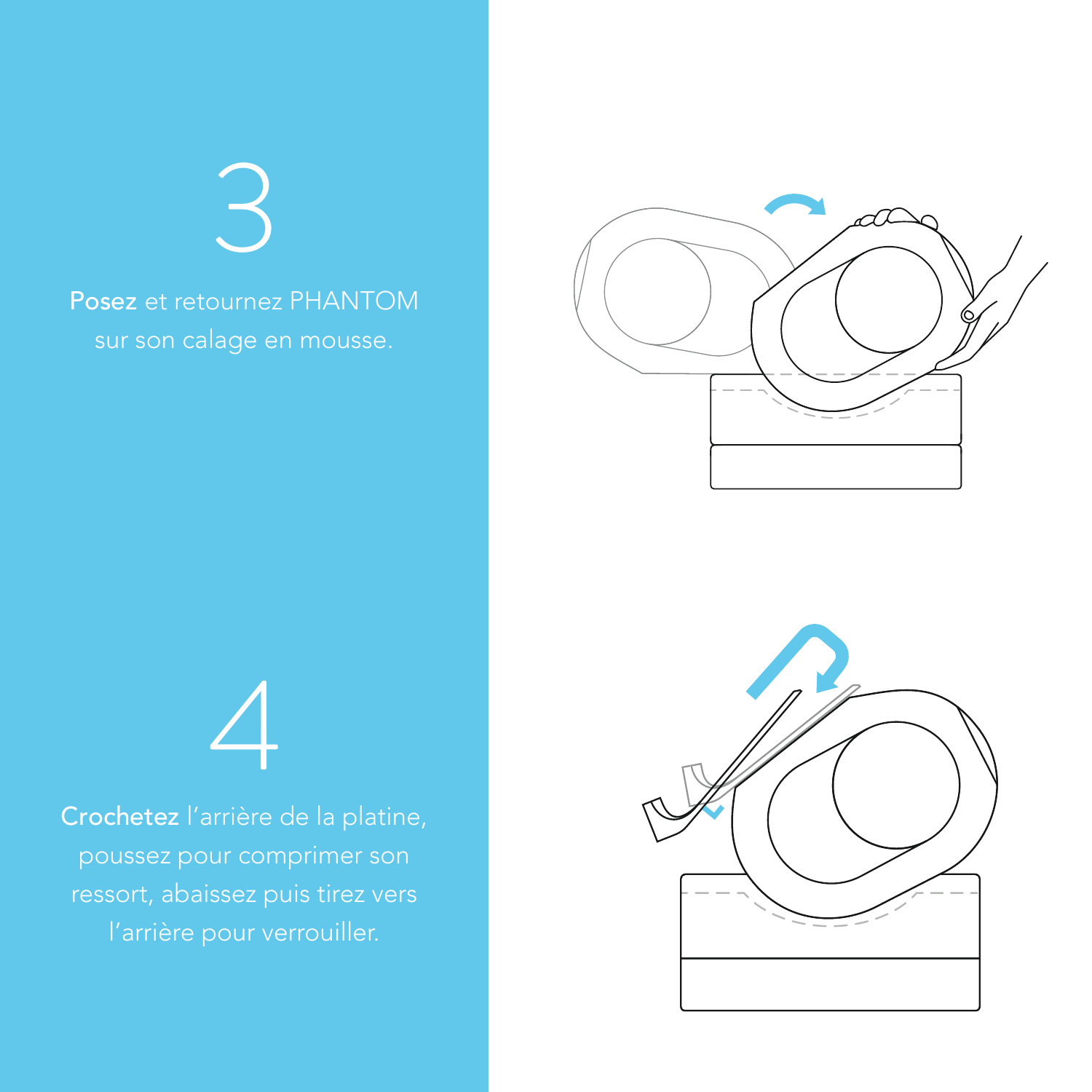# 3

**Posez** et retournez PHANTOM sur son calage en mousse.

# 4

**Crochetez** l'arrière de la platine, poussez pour comprimer son ressort, abaissez puis tirez vers l'arrière pour verrouiller.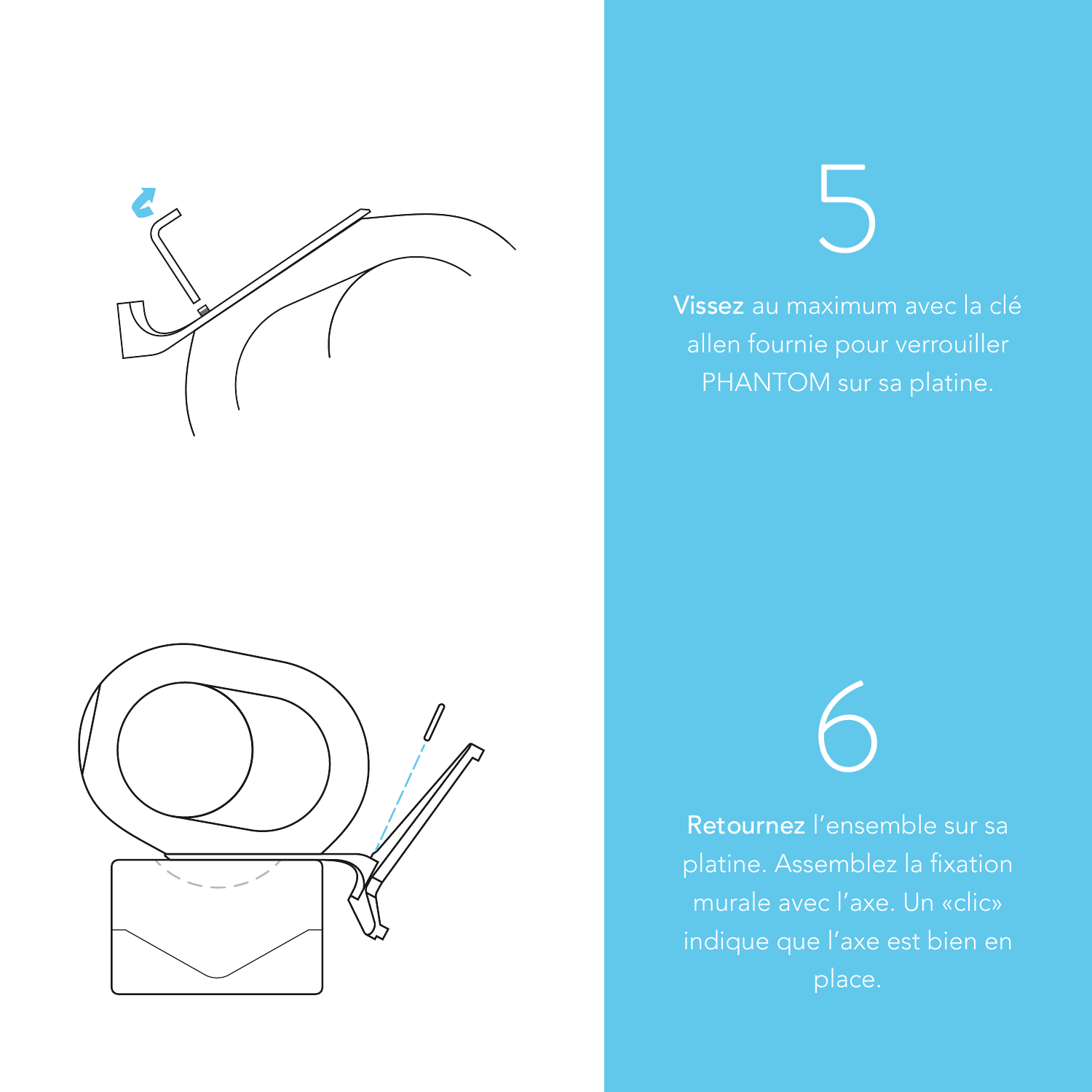# 5

**Vissez** au maximum avec la clé allen fournie pour verrouiller PHANTOM sur sa platine.

# 6

**Retournez** l'ensemble sur sa platine. Assemblez la fixation murale avec l'axe. Un «clic» indique que l'axe est bien en place.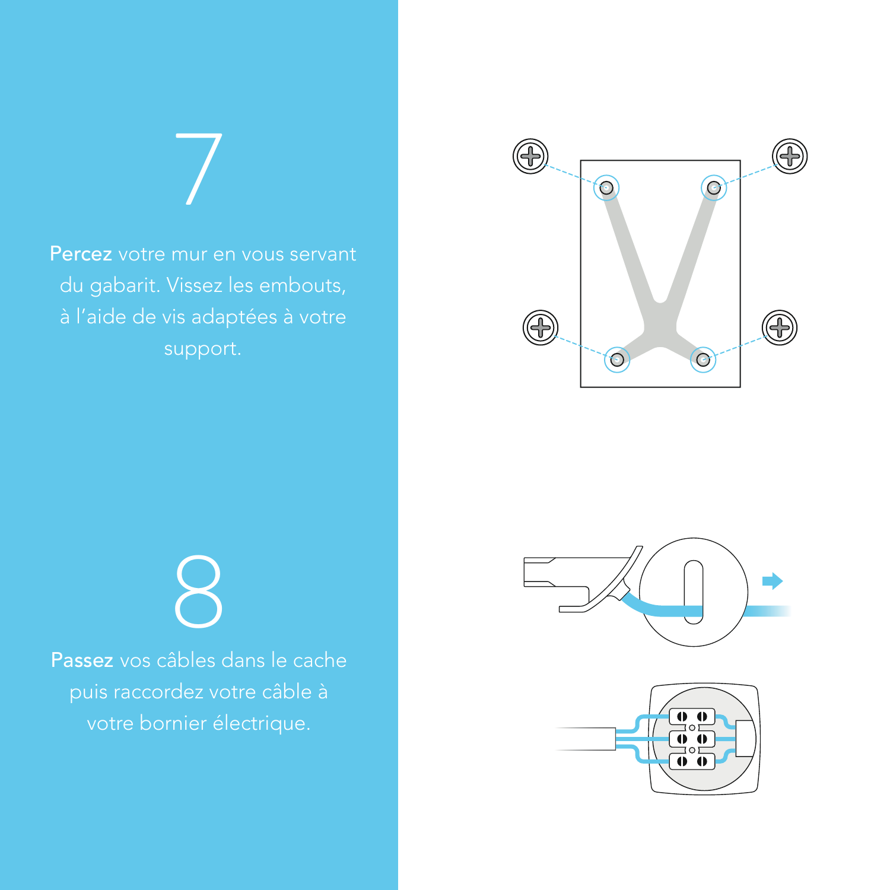# 7

**Percez** votre mur en vous servant du gabarit. Vissez les embouts, à l'aide de vis adaptées à votre support.

# 8

**Passez** vos câbles dans le cache puis raccordez votre câble à votre bornier électrique.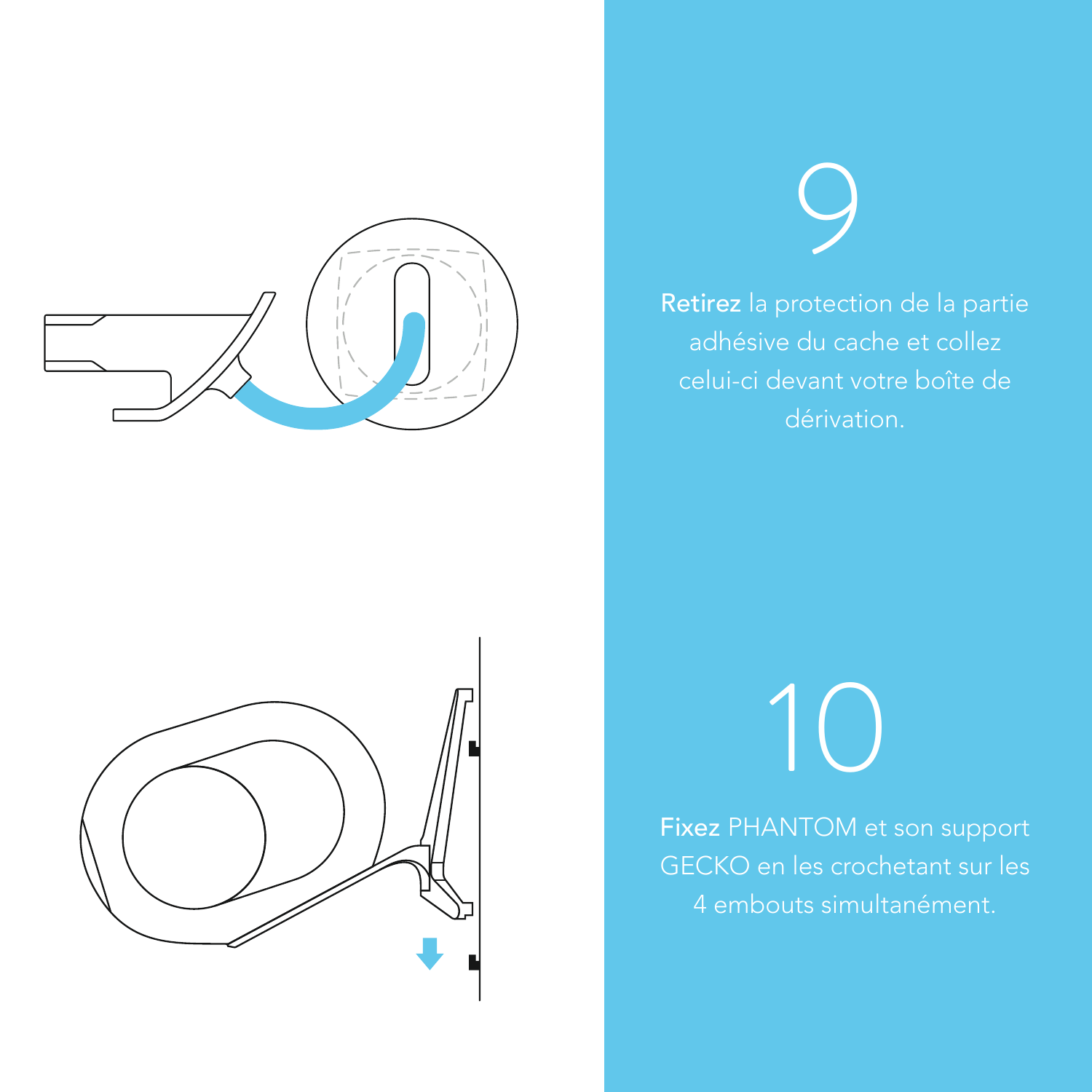## 9

**Retirez** la protection de la partie adhésive du cache et collez celui-ci devant votre boîte de dérivation.

## 10

**Fixez** PHANTOM et son support GECKO en les crochetant sur les 4 embouts simultanément.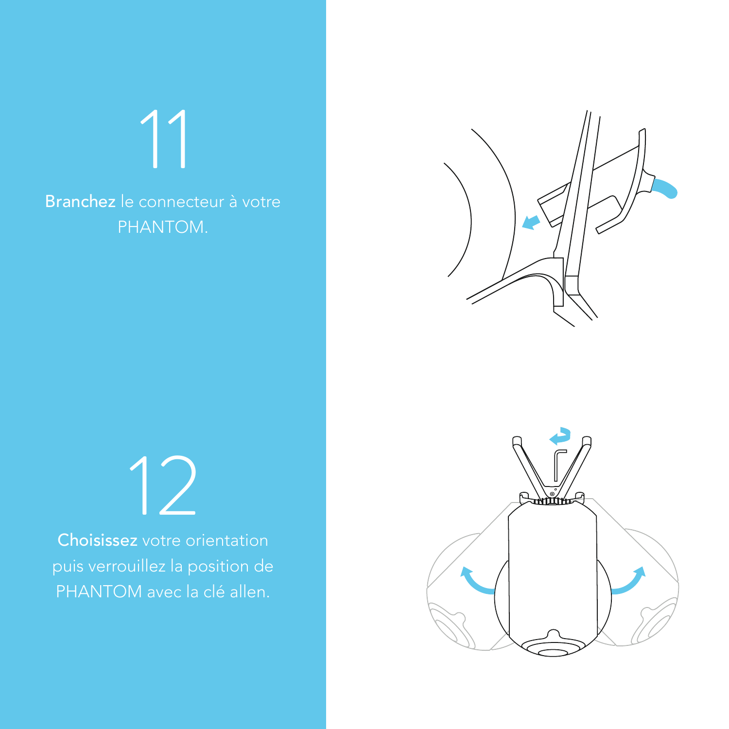# 11

**Branchez** le connecteur à votre PHANTOM.

# 12

**Choisissez** votre orientation puis verrouillez la position de PHANTOM avec la clé allen.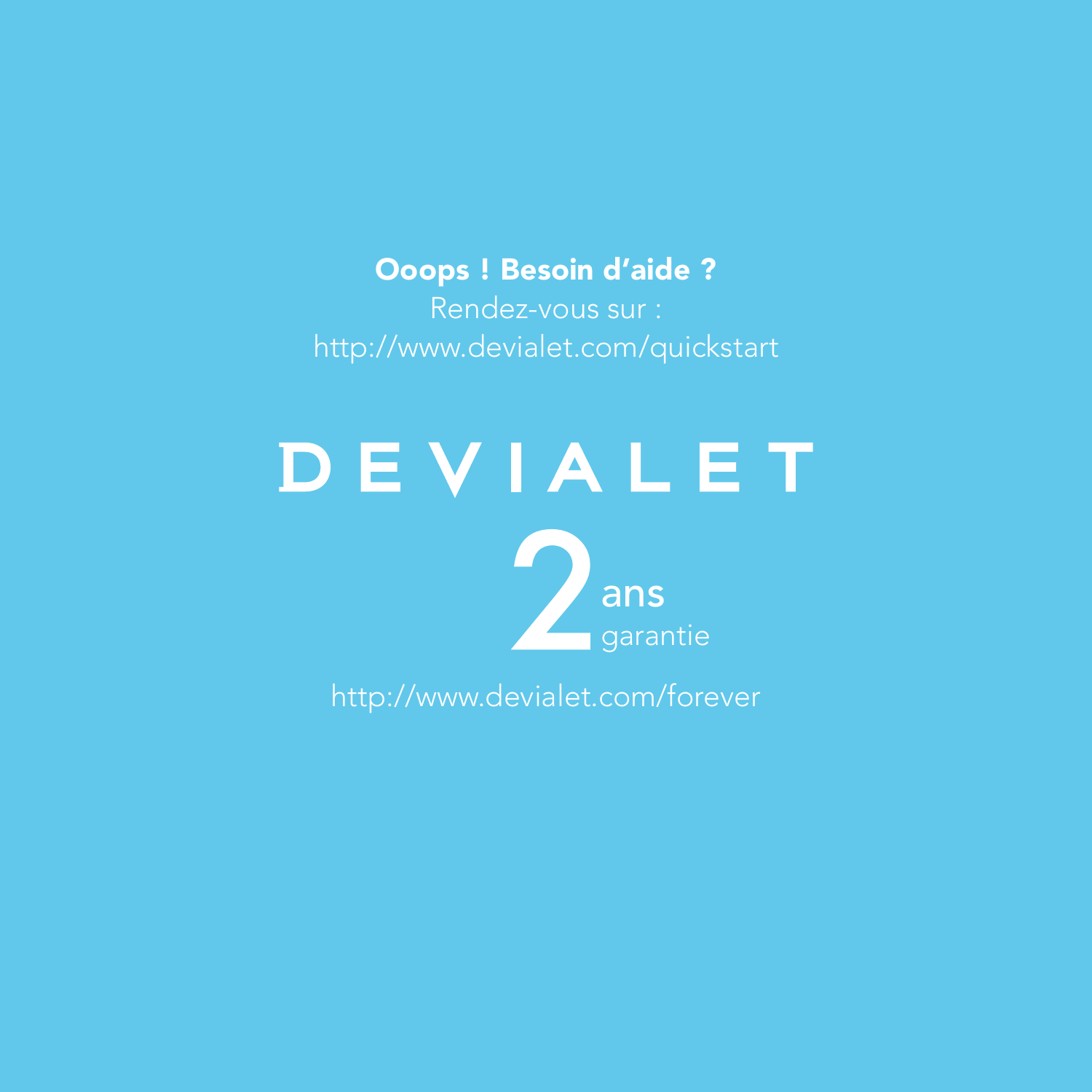**Ooops ! Besoin d'aide ?**

Rendez-vous sur :

http://www.devialet.com/quickstart

DEVIALET

2 ans garantie

http://www.devialet.com/forever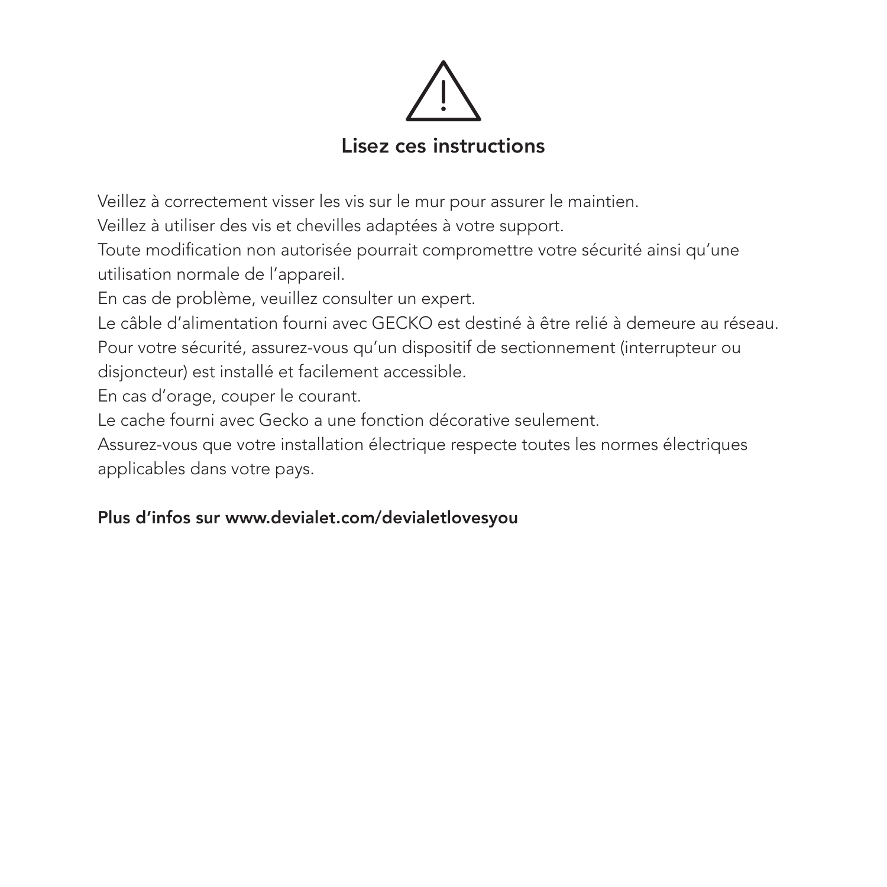## Lisez ces instructions

Veillez à correctement visser les vis sur le mur pour assurer le maintien.
Veillez à utiliser des vis et chevilles adaptées à votre support.
Toute modification non autorisée pourrait compromettre votre sécurité ainsi qu'une utilisation normale de l'appareil.
En cas de problème, veuillez consulter un expert.
Le câble d'alimentation fourni avec GECKO est destiné à être relié à demeure au réseau.
Pour votre sécurité, assurez-vous qu'un dispositif de sectionnement (interrupteur ou disjoncteur) est installé et facilement accessible.
En cas d'orage, couper le courant.
Le cache fourni avec Gecko a une fonction décorative seulement.
Assurez-vous que votre installation électrique respecte toutes les normes électriques applicables dans votre pays.

**Plus d'infos sur www.devialet.com/devialetlovesyou**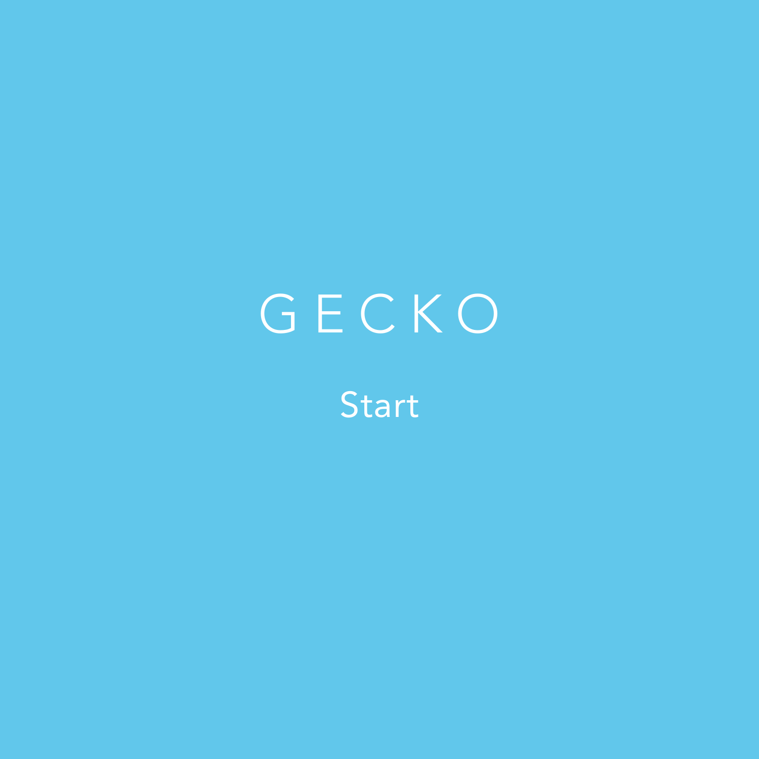# GECKO

Start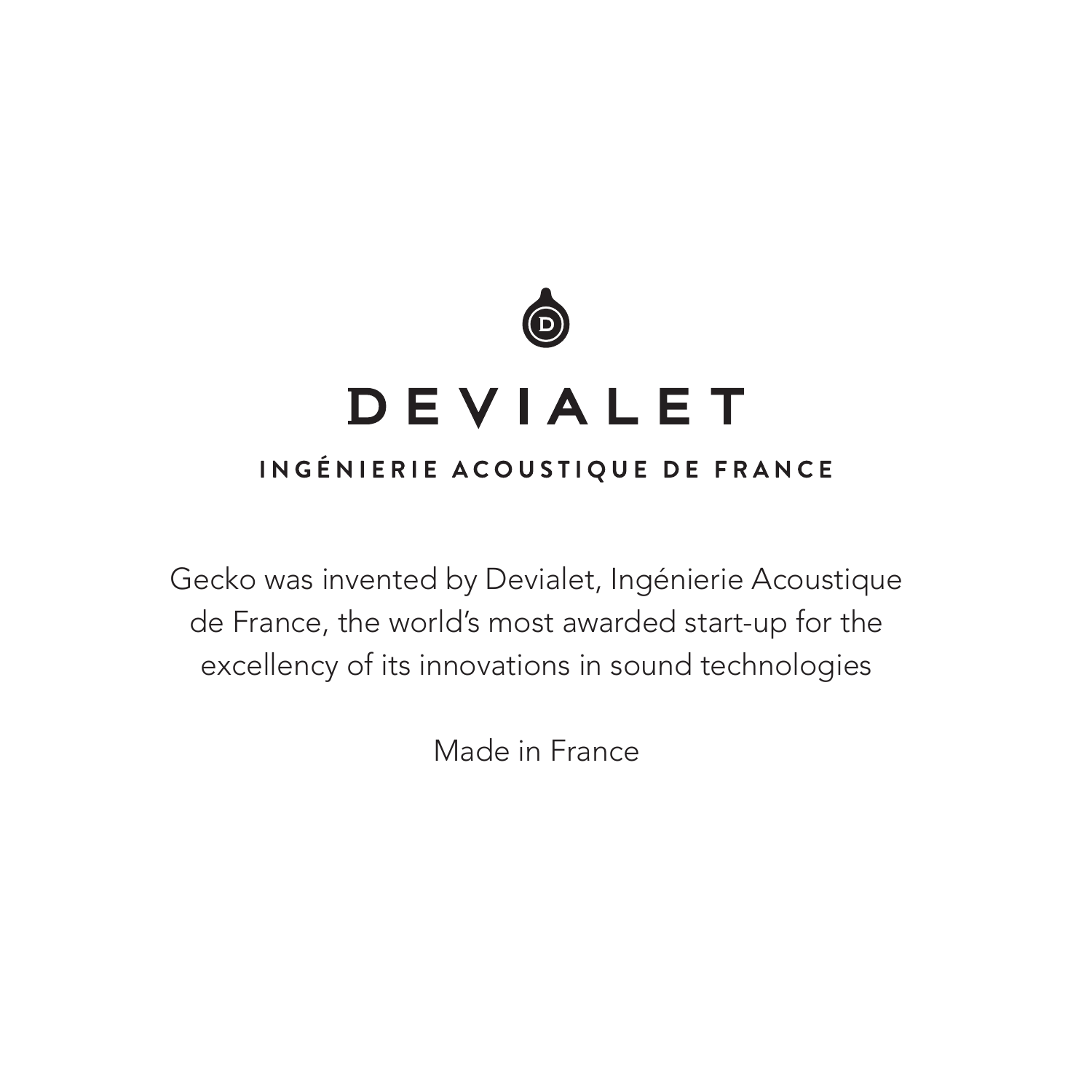# DEVIALET

**INGÉNIERIE ACOUSTIQUE DE FRANCE**

Gecko was invented by Devialet, Ingénierie Acoustique de France, the world's most awarded start-up for the excellency of its innovations in sound technologies

Made in France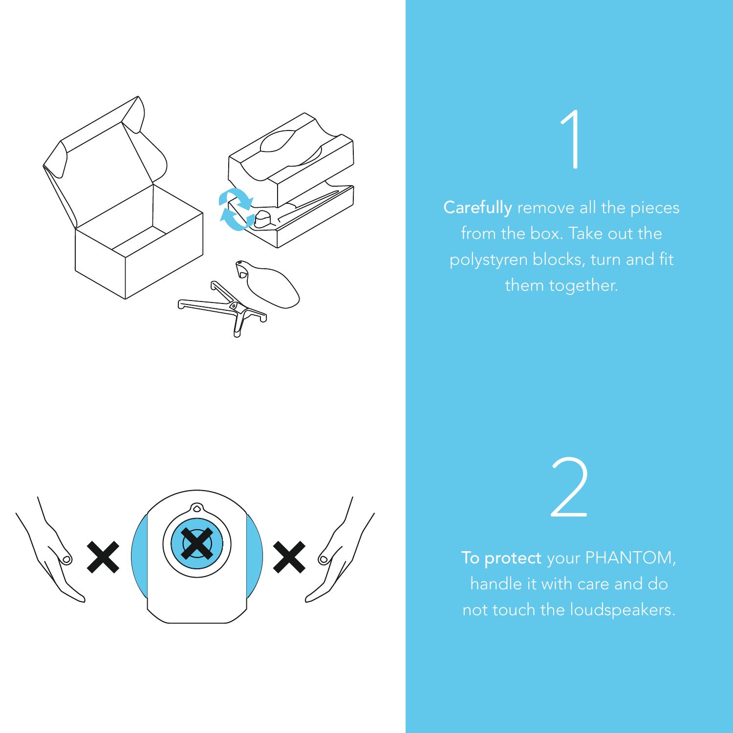1

**Carefully** remove all the pieces from the box. Take out the polystyren blocks, turn and fit them together.

2

**To protect** your PHANTOM, handle it with care and do not touch the loudspeakers.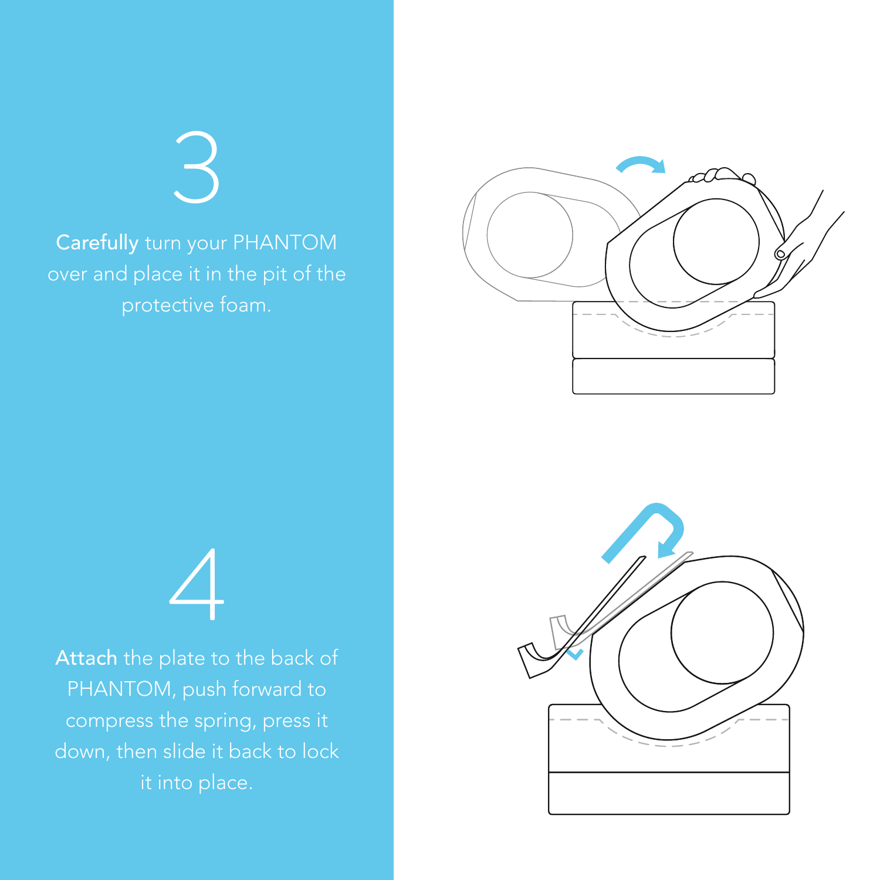# 3

**Carefully** turn your PHANTOM over and place it in the pit of the protective foam.

# 4

**Attach** the plate to the back of PHANTOM, push forward to compress the spring, press it down, then slide it back to lock it into place.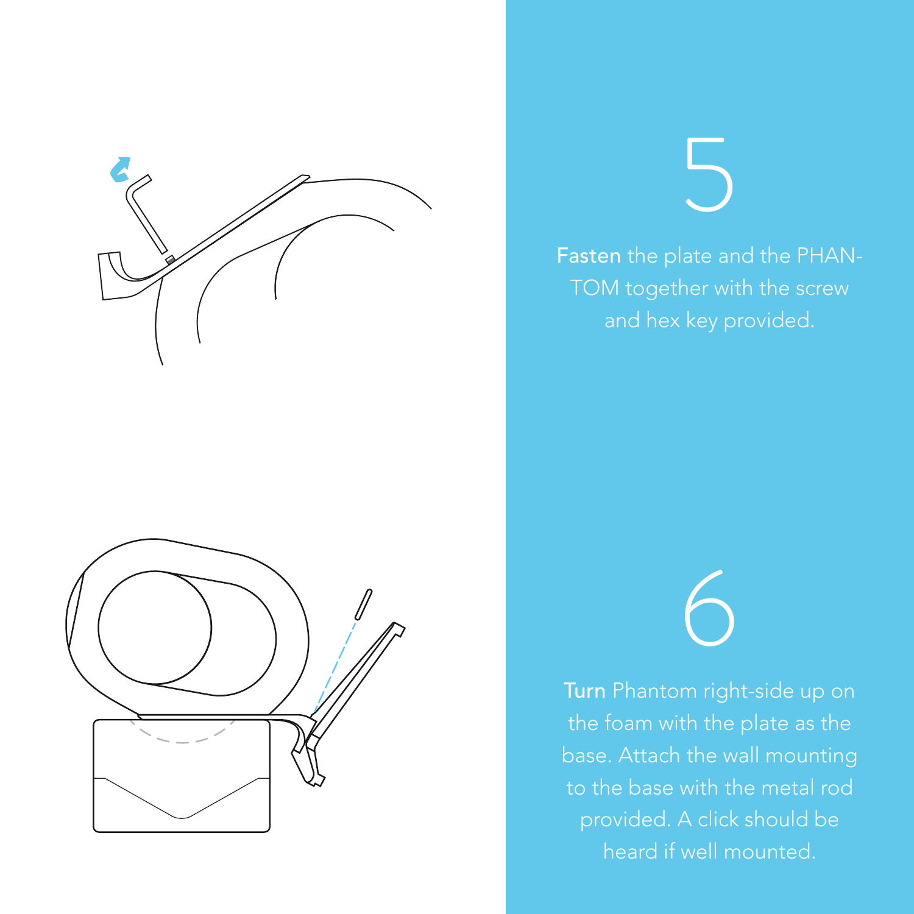# 5

**Fasten** the plate and the PHANTOM together with the screw and hex key provided.

# 6

**Turn** Phantom right-side up on the foam with the plate as the base. Attach the wall mounting to the base with the metal rod provided. A click should be heard if well mounted.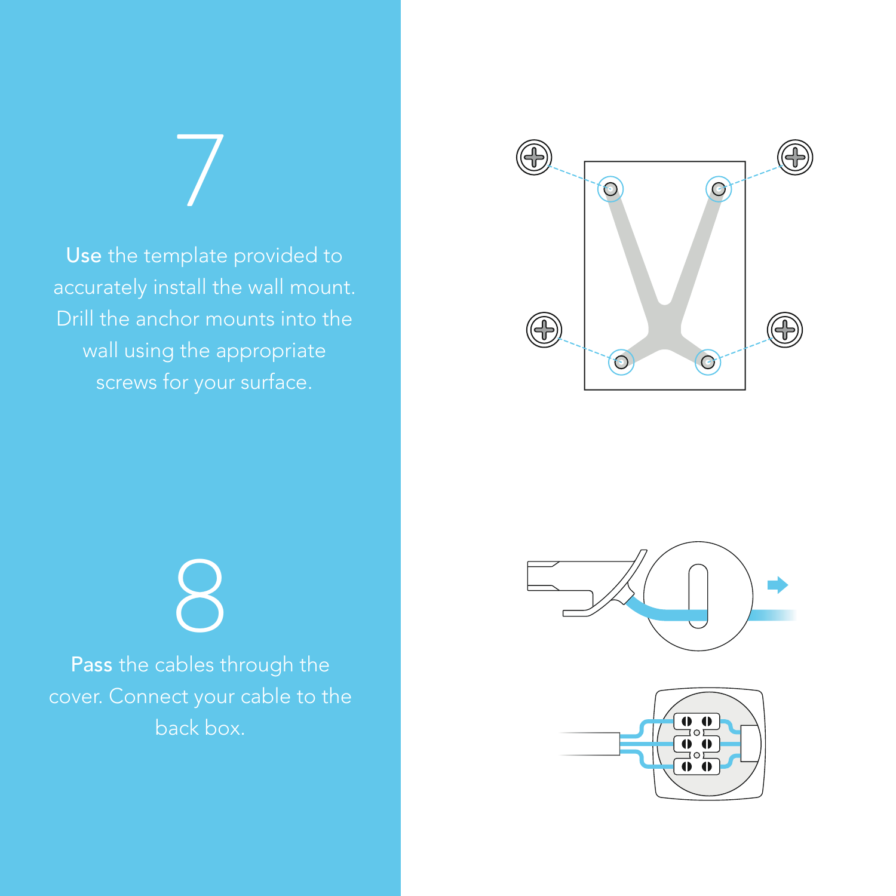# 7

**Use** the template provided to accurately install the wall mount. Drill the anchor mounts into the wall using the appropriate screws for your surface.

# 8

**Pass** the cables through the cover. Connect your cable to the back box.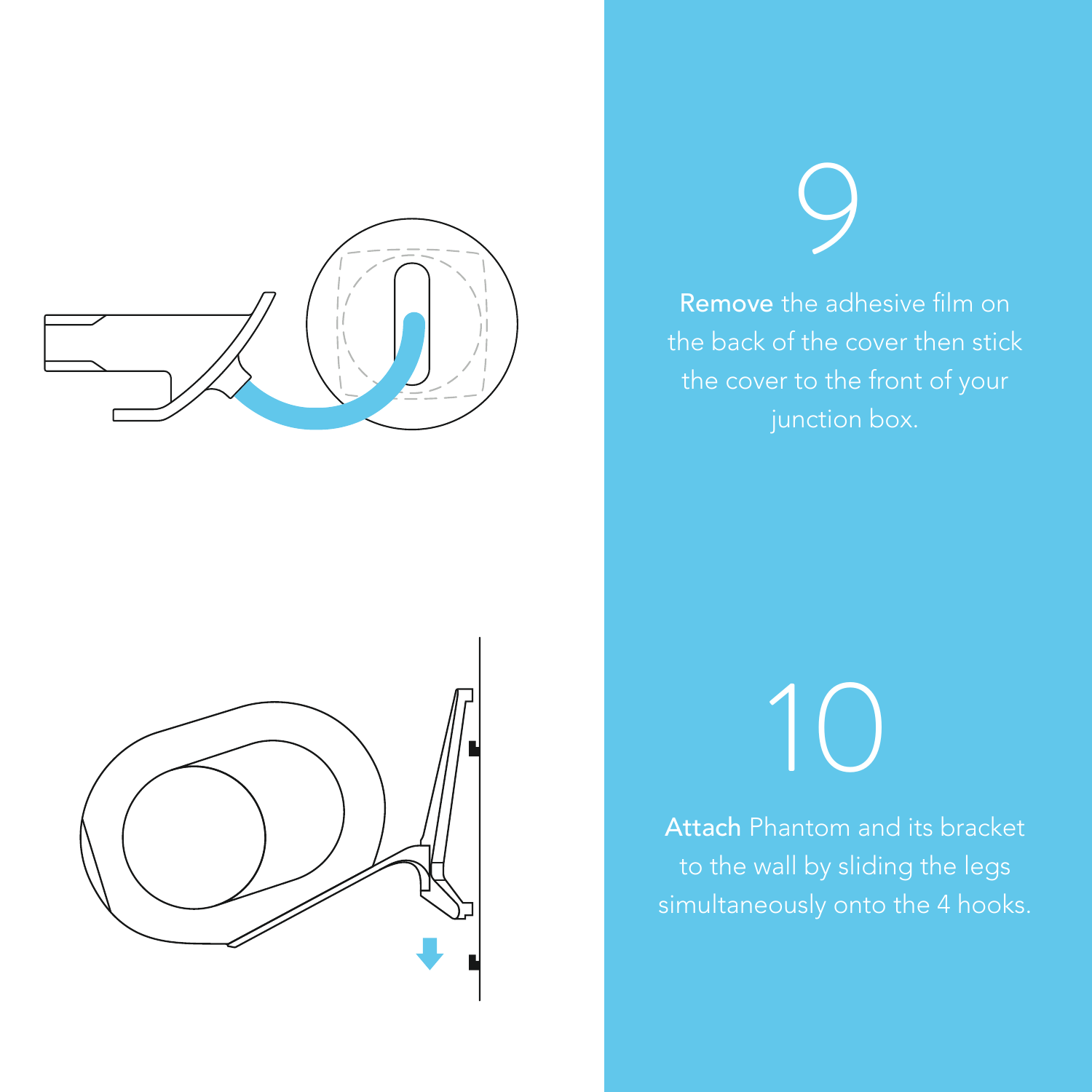# 9

**Remove** the adhesive film on the back of the cover then stick the cover to the front of your junction box.

# 10

**Attach** Phantom and its bracket to the wall by sliding the legs simultaneously onto the 4 hooks.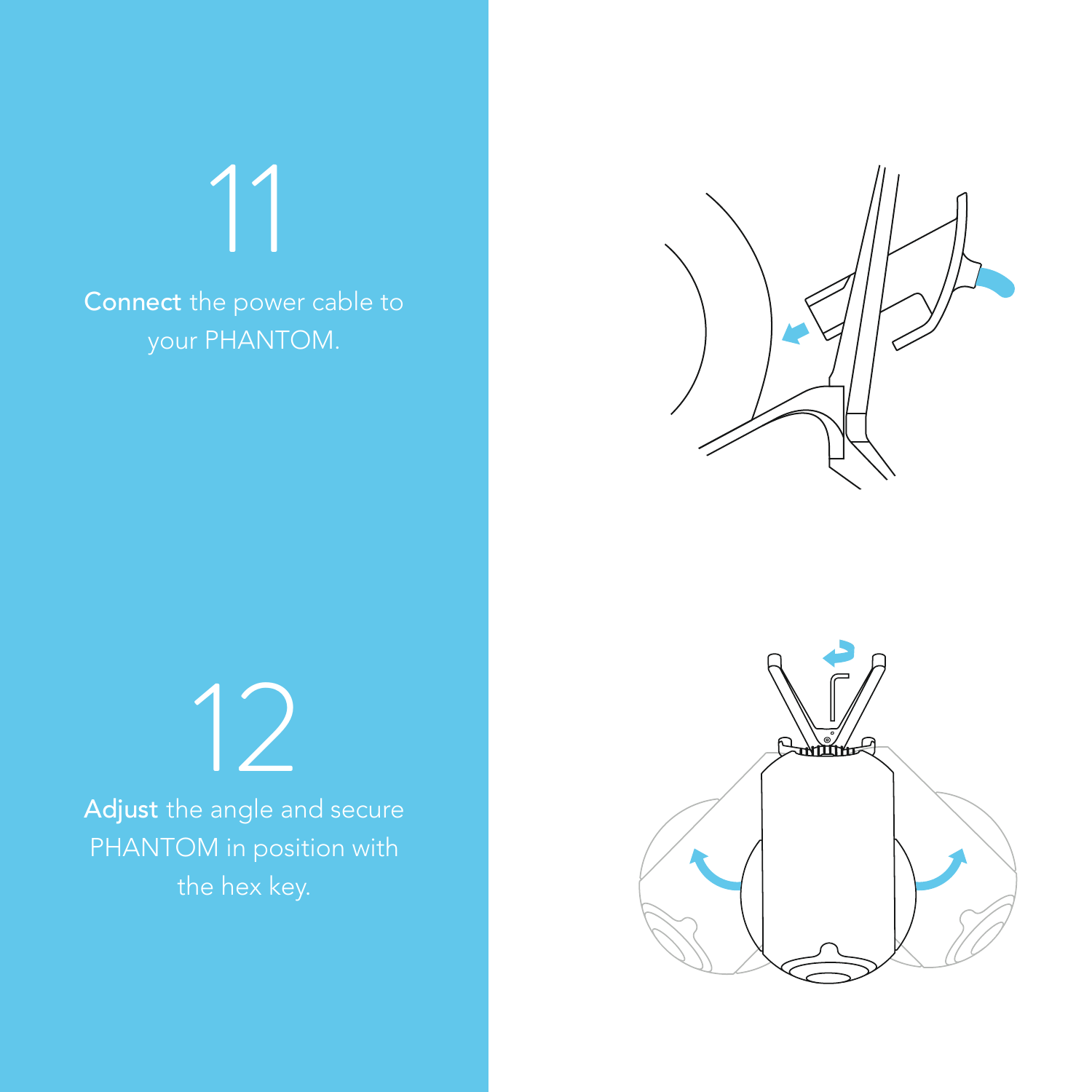## 11

**Connect** the power cable to your PHANTOM.

## 12

**Adjust** the angle and secure PHANTOM in position with the hex key.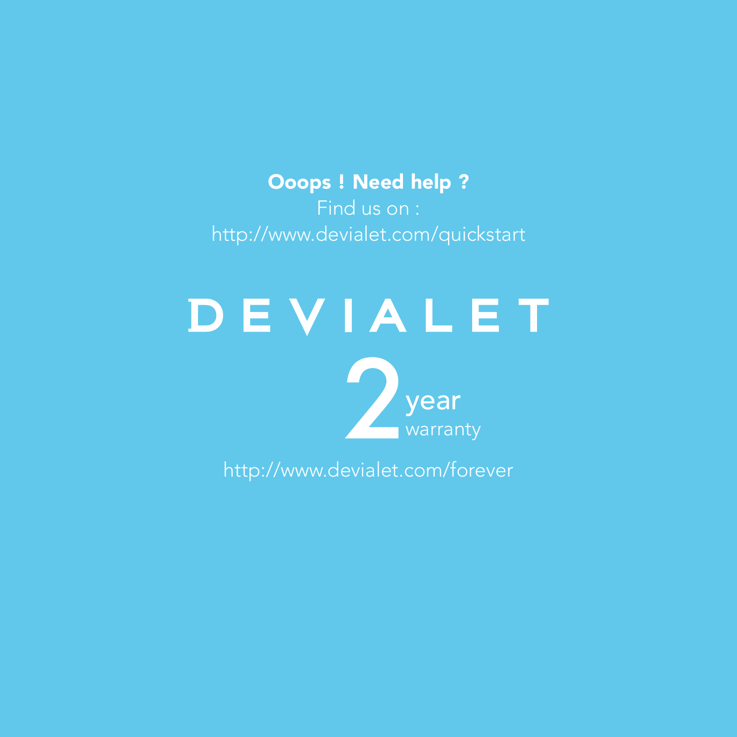**Ooops ! Need help ?**

Find us on :

http://www.devialet.com/quickstart

DEVIALET

2 year warranty

http://www.devialet.com/forever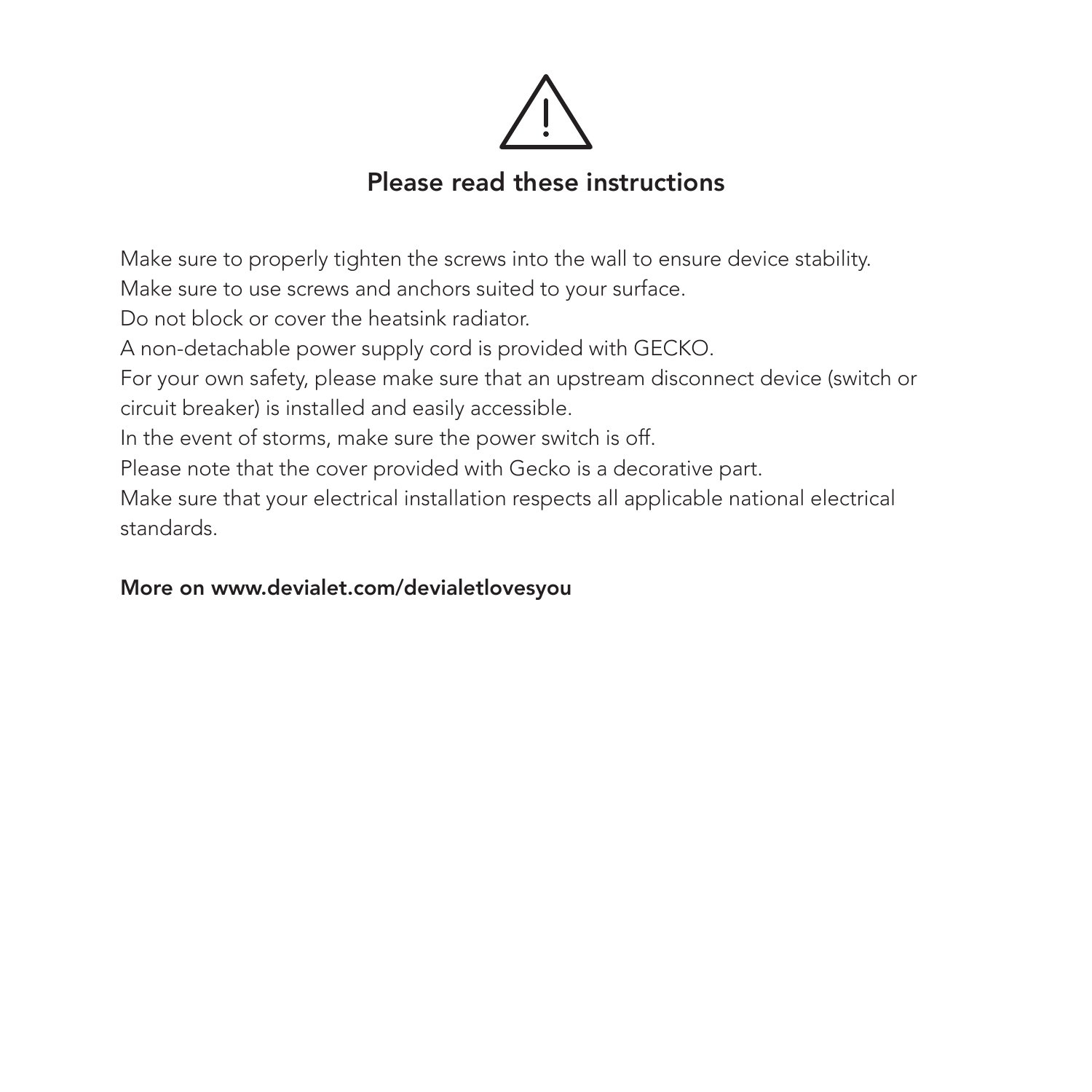## Please read these instructions

Make sure to properly tighten the screws into the wall to ensure device stability.
Make sure to use screws and anchors suited to your surface.
Do not block or cover the heatsink radiator.
A non-detachable power supply cord is provided with GECKO.
For your own safety, please make sure that an upstream disconnect device (switch or circuit breaker) is installed and easily accessible.
In the event of storms, make sure the power switch is off.
Please note that the cover provided with Gecko is a decorative part.
Make sure that your electrical installation respects all applicable national electrical standards.

**More on www.devialet.com/devialetlovesyou**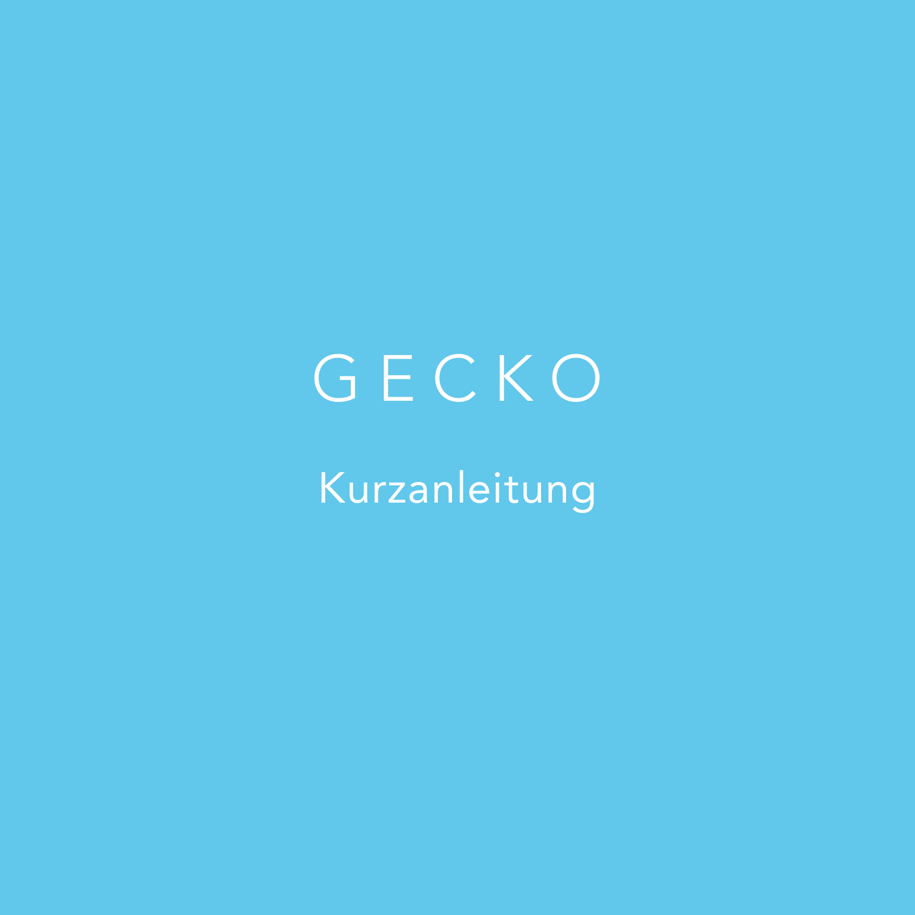# GECKO

## Kurzanleitung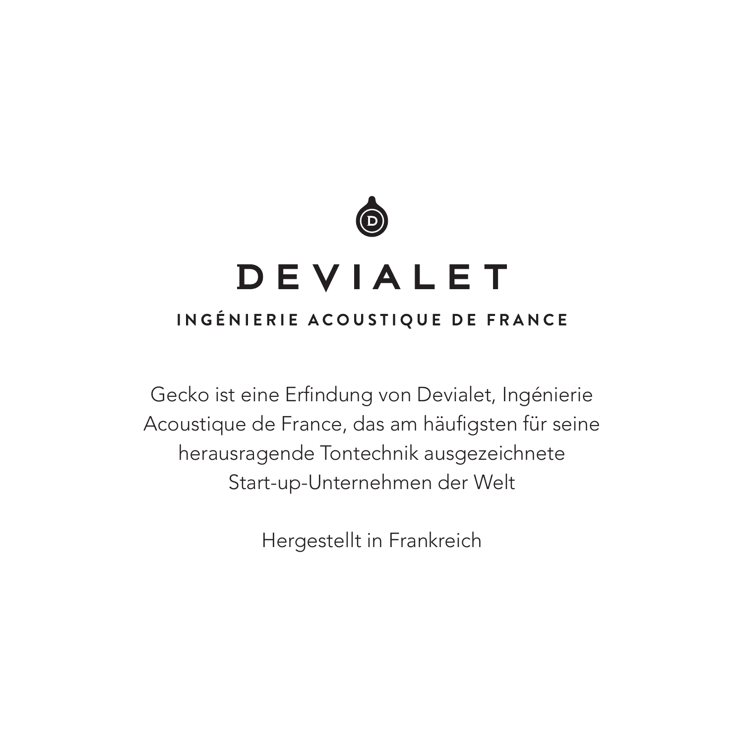# DEVIALET

**INGÉNIERIE ACOUSTIQUE DE FRANCE**

Gecko ist eine Erfindung von Devialet, Ingénierie Acoustique de France, das am häufigsten für seine herausragende Tontechnik ausgezeichnete Start-up-Unternehmen der Welt

Hergestellt in Frankreich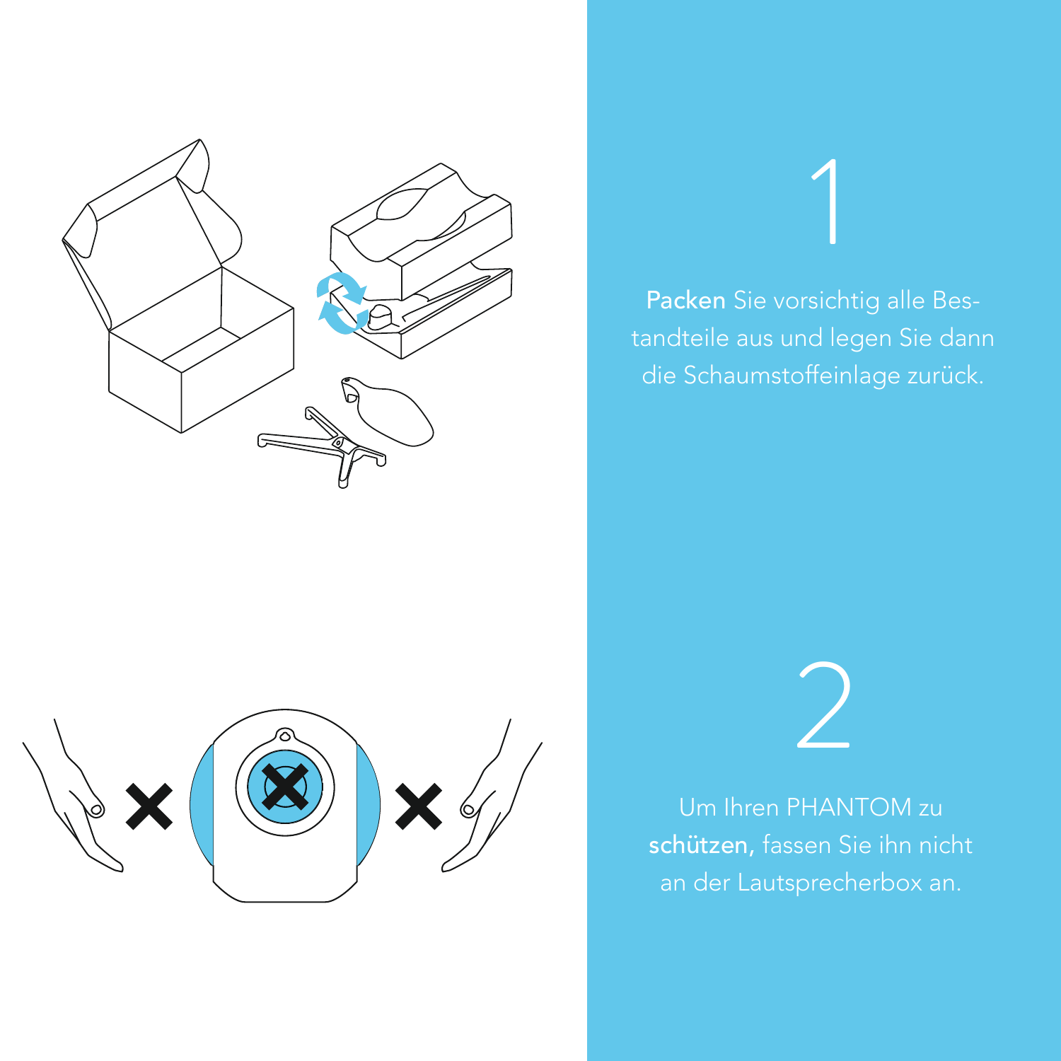1

**Packen** Sie vorsichtig alle Bestandteile aus und legen Sie dann die Schaumstoffeinlage zurück.

2

Um Ihren PHANTOM zu **schützen,** fassen Sie ihn nicht an der Lautsprecherbox an.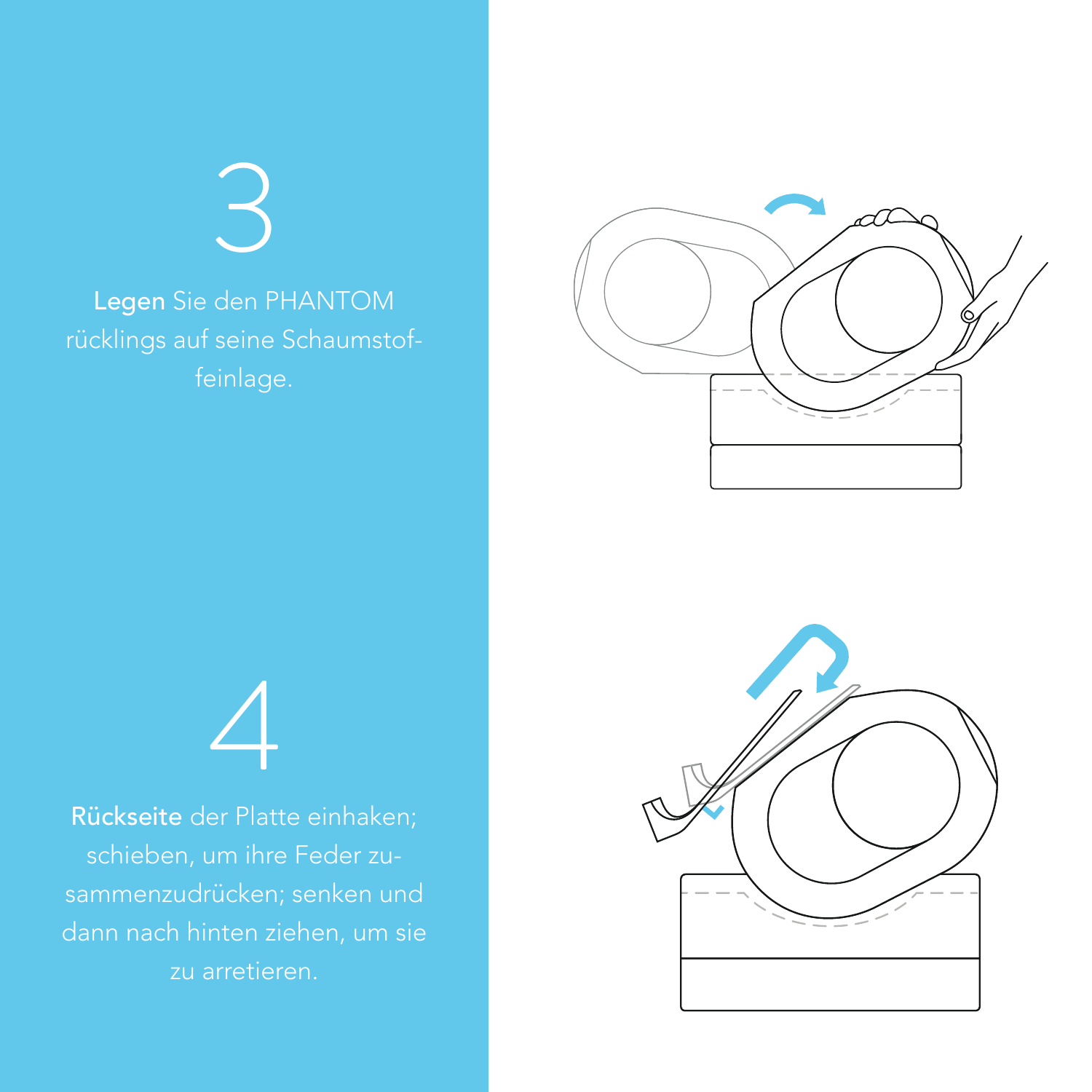## 3

**Legen** Sie den PHANTOM rücklings auf seine Schaumstoffeinlage.

## 4

**Rückseite** der Platte einhaken; schieben, um ihre Feder zusammenzudrücken; senken und dann nach hinten ziehen, um sie zu arretieren.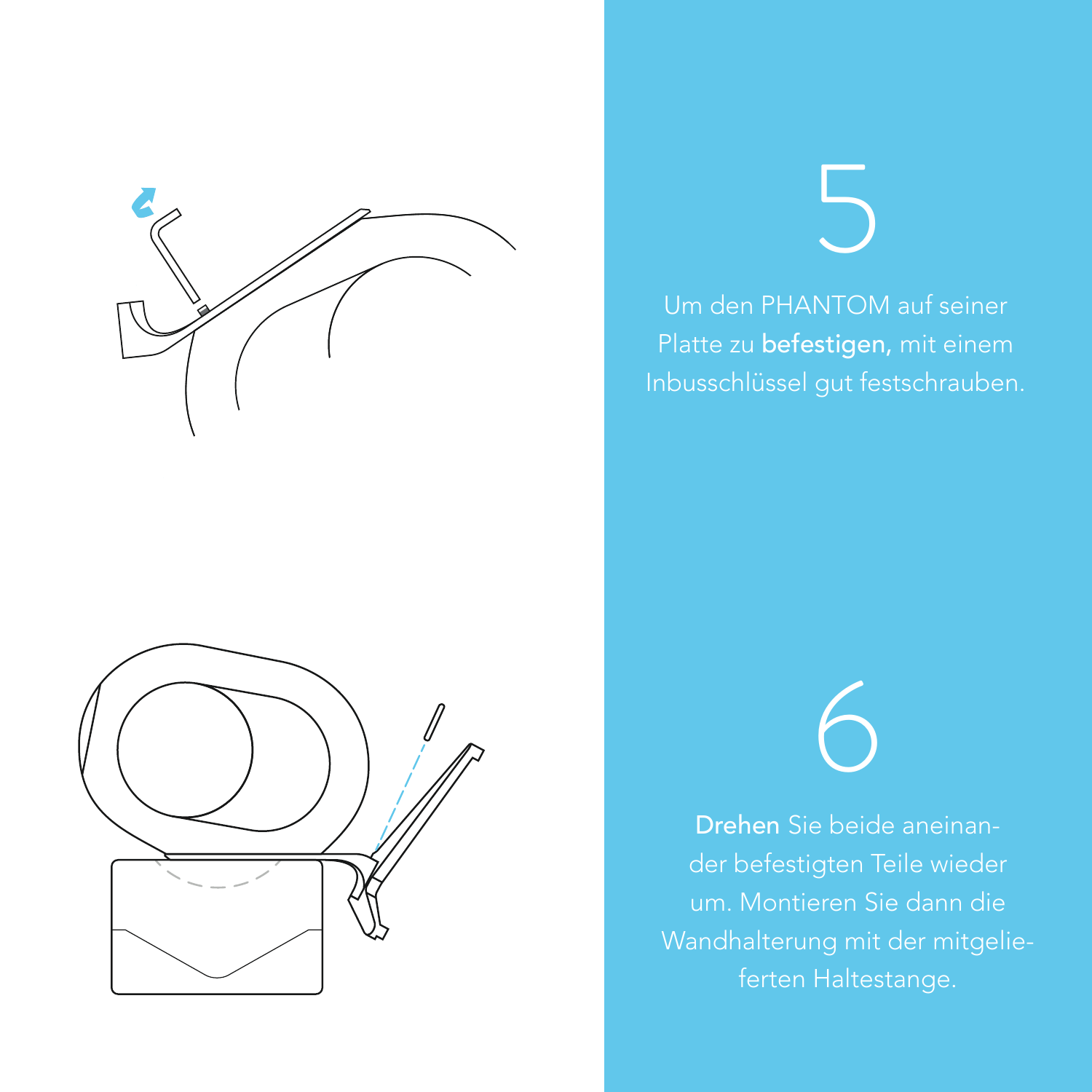5

Um den PHANTOM auf seiner Platte zu **befestigen,** mit einem Inbusschlüssel gut festschrauben.

6

**Drehen** Sie beide aneinander befestigten Teile wieder um. Montieren Sie dann die Wandhalterung mit der mitgelieferten Haltestange.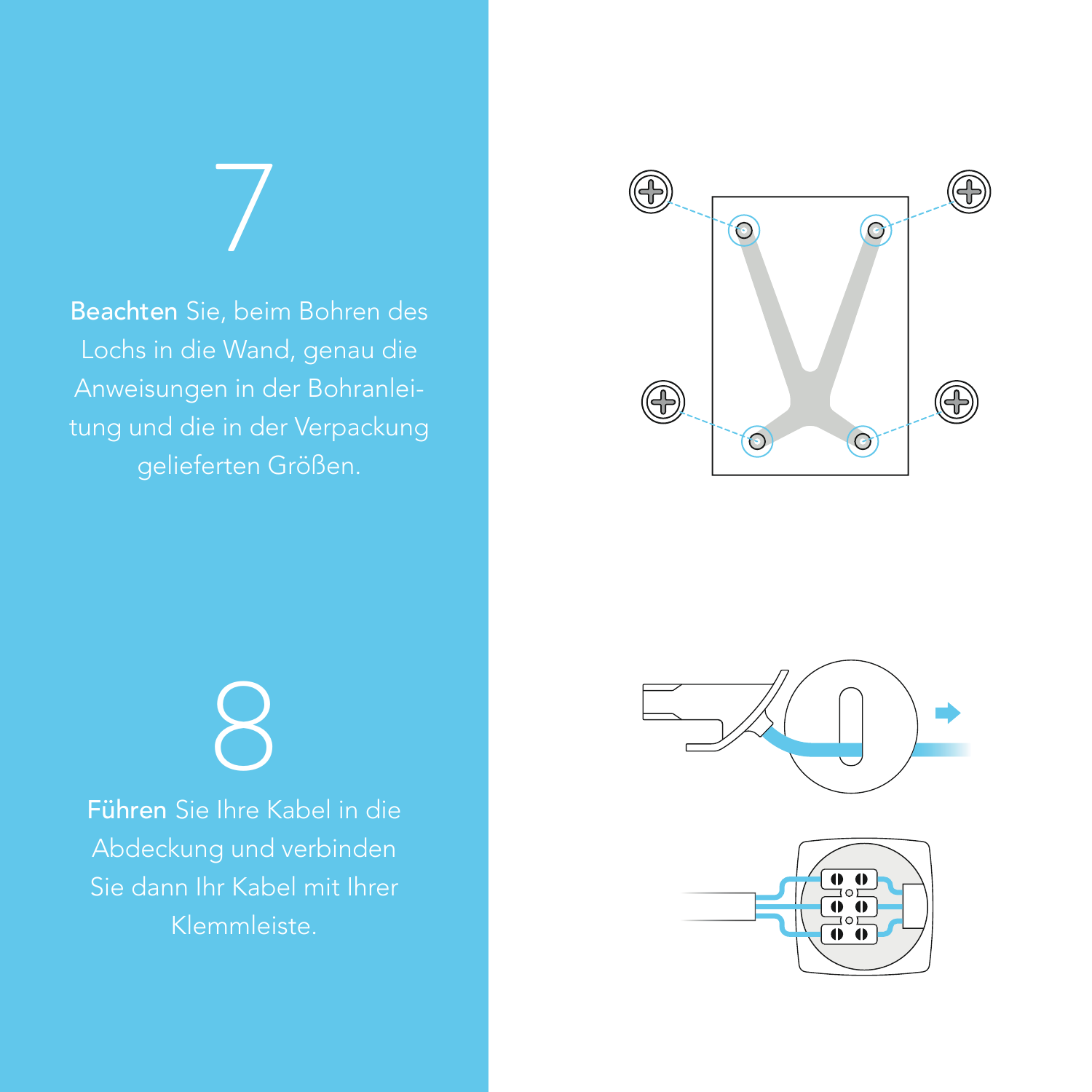# 7

**Beachten** Sie, beim Bohren des Lochs in die Wand, genau die Anweisungen in der Bohranleitung und die in der Verpackung gelieferten Größen.

# 8

**Führen** Sie Ihre Kabel in die Abdeckung und verbinden Sie dann Ihr Kabel mit Ihrer Klemmleiste.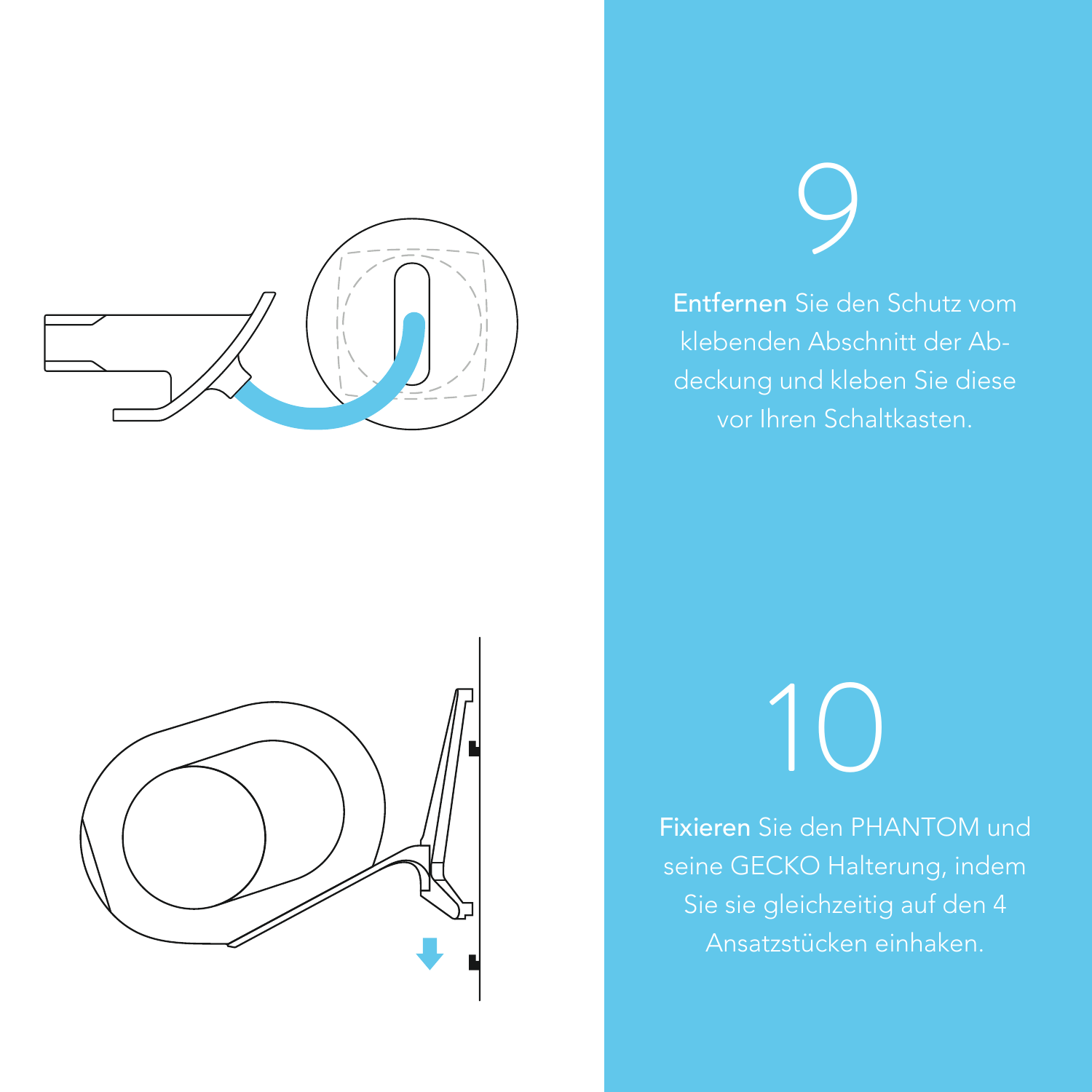# 9

**Entfernen** Sie den Schutz vom klebenden Abschnitt der Abdeckung und kleben Sie diese vor Ihren Schaltkasten.

# 10

**Fixieren** Sie den PHANTOM und seine GECKO Halterung, indem Sie sie gleichzeitig auf den 4 Ansatzstücken einhaken.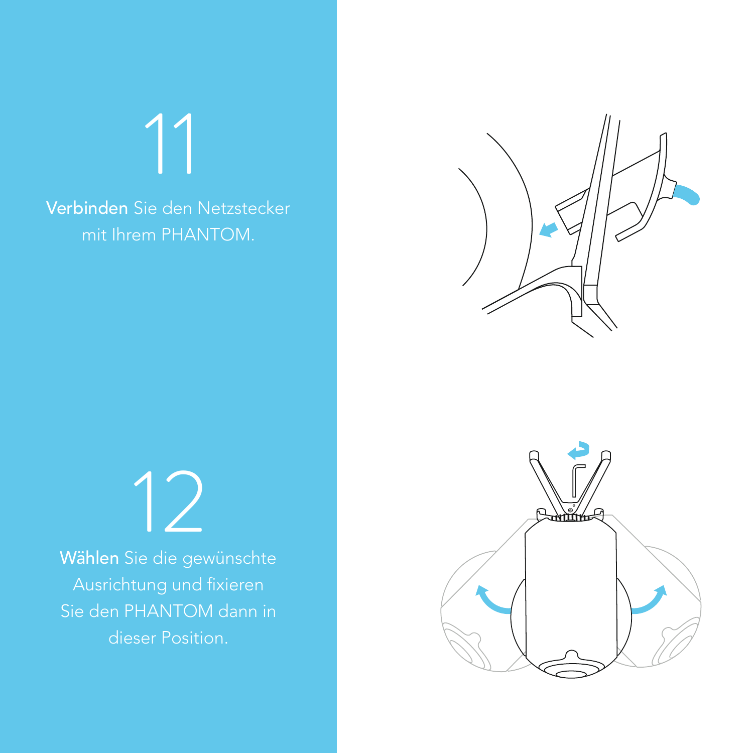# 11

**Verbinden** Sie den Netzstecker mit Ihrem PHANTOM.

# 12

**Wählen** Sie die gewünschte Ausrichtung und fixieren Sie den PHANTOM dann in dieser Position.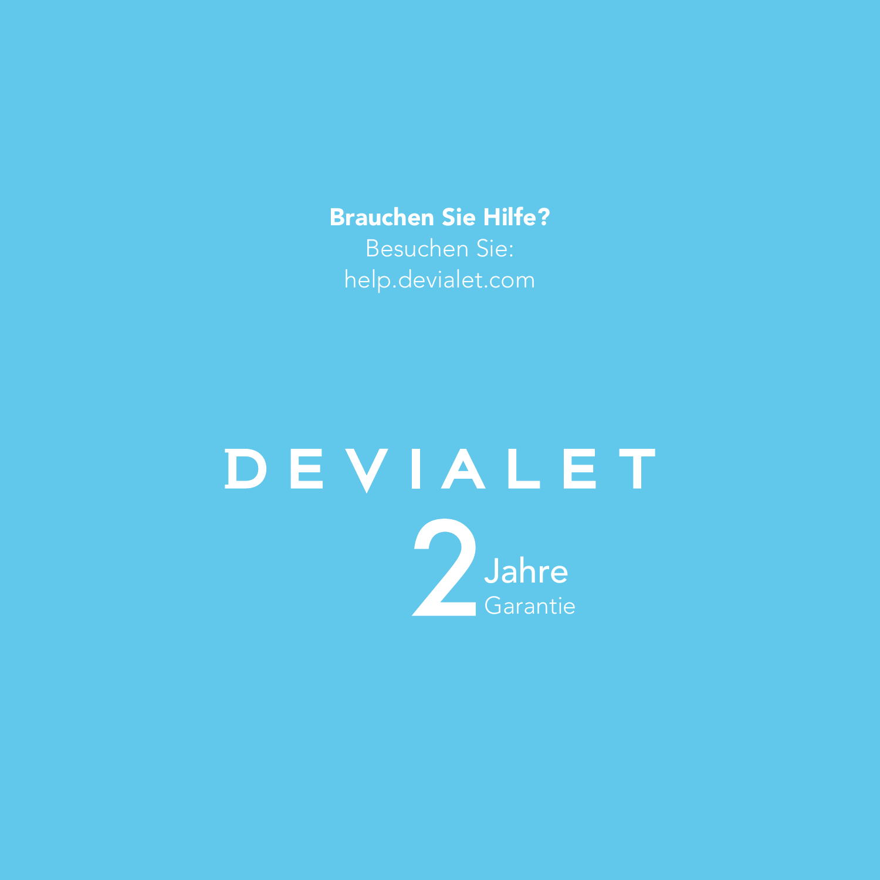**Brauchen Sie Hilfe?**

Besuchen Sie:

help.devialet.com

DEVIALET

2 Jahre Garantie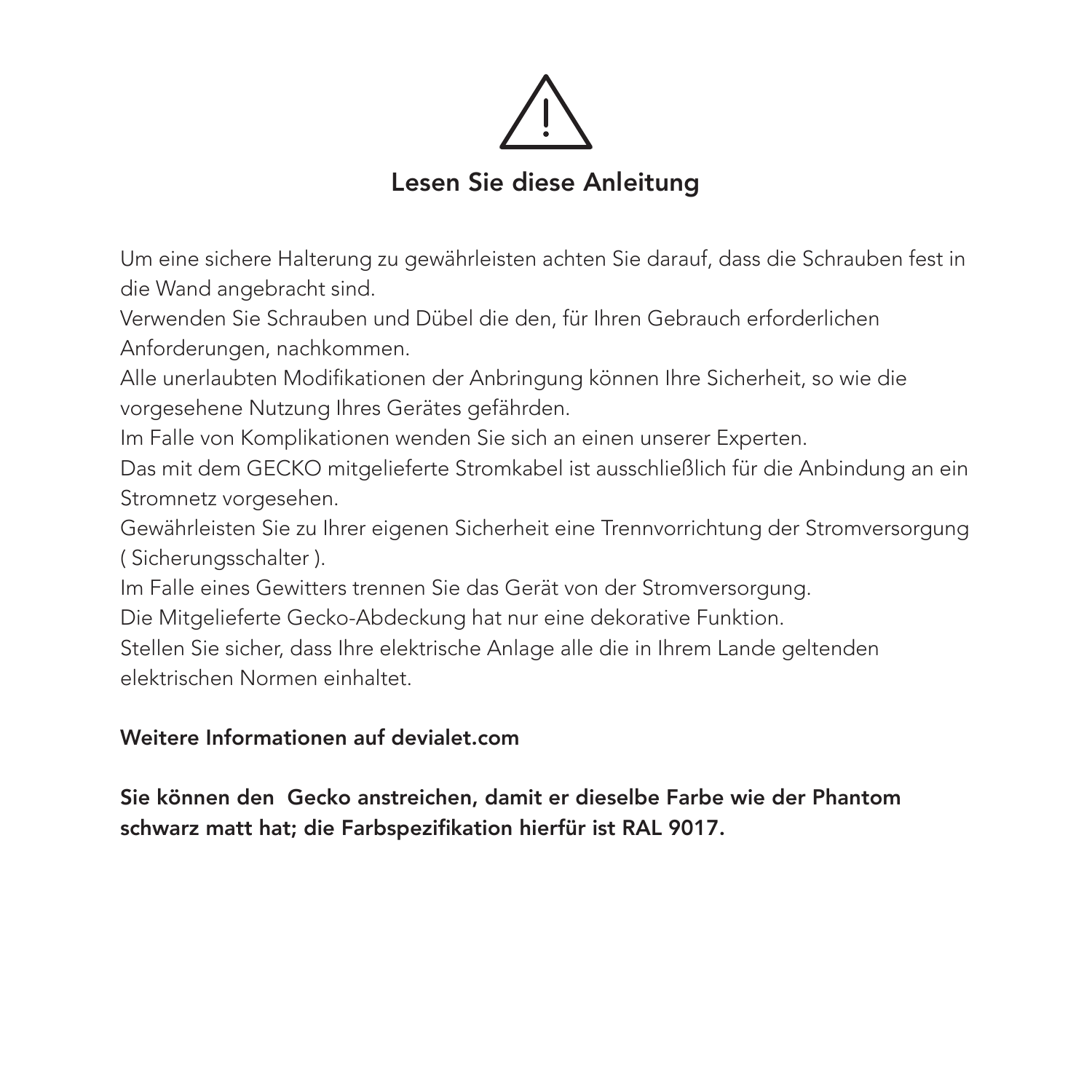## Lesen Sie diese Anleitung

Um eine sichere Halterung zu gewährleisten achten Sie darauf, dass die Schrauben fest in die Wand angebracht sind.
Verwenden Sie Schrauben und Dübel die den, für Ihren Gebrauch erforderlichen Anforderungen, nachkommen.
Alle unerlaubten Modifikationen der Anbringung können Ihre Sicherheit, so wie die vorgesehene Nutzung Ihres Gerätes gefährden.
Im Falle von Komplikationen wenden Sie sich an einen unserer Experten.
Das mit dem GECKO mitgelieferte Stromkabel ist ausschließlich für die Anbindung an ein Stromnetz vorgesehen.
Gewährleisten Sie zu Ihrer eigenen Sicherheit eine Trennvorrichtung der Stromversorgung ( Sicherungsschalter ).
Im Falle eines Gewitters trennen Sie das Gerät von der Stromversorgung.
Die Mitgelieferte Gecko-Abdeckung hat nur eine dekorative Funktion.
Stellen Sie sicher, dass Ihre elektrische Anlage alle die in Ihrem Lande geltenden elektrischen Normen einhaltet.

**Weitere Informationen auf devialet.com**

**Sie können den Gecko anstreichen, damit er dieselbe Farbe wie der Phantom schwarz matt hat; die Farbspezifikation hierfür ist RAL 9017.**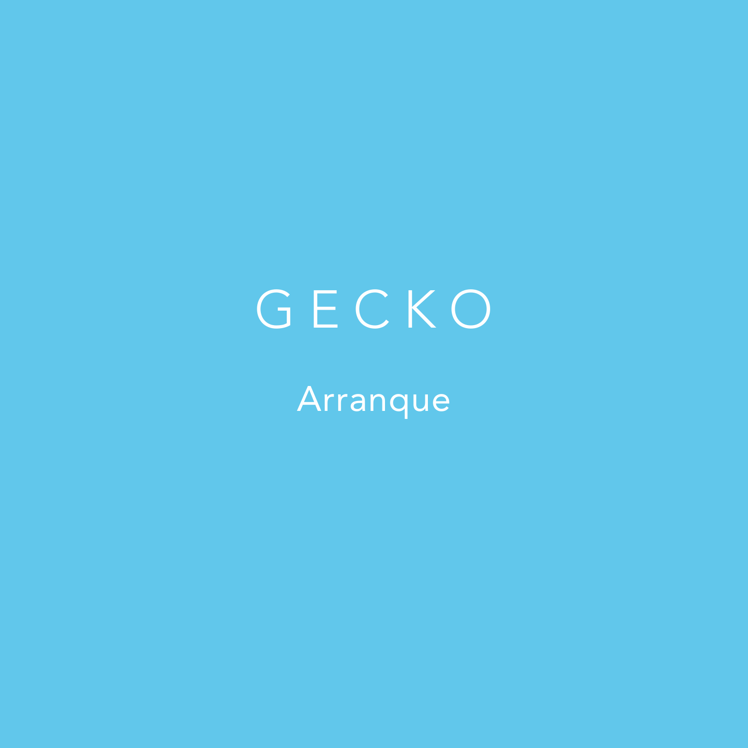# GECKO

## Arranque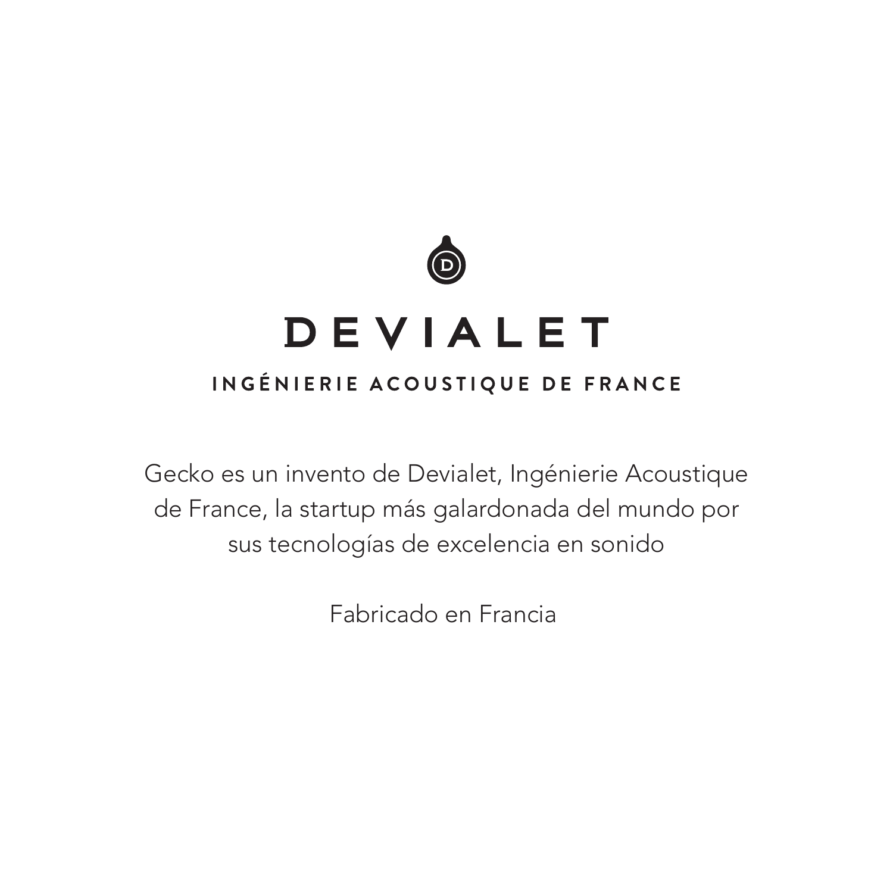# DEVIALET

**INGÉNIERIE ACOUSTIQUE DE FRANCE**

Gecko es un invento de Devialet, Ingénierie Acoustique de France, la startup más galardonada del mundo por sus tecnologías de excelencia en sonido

Fabricado en Francia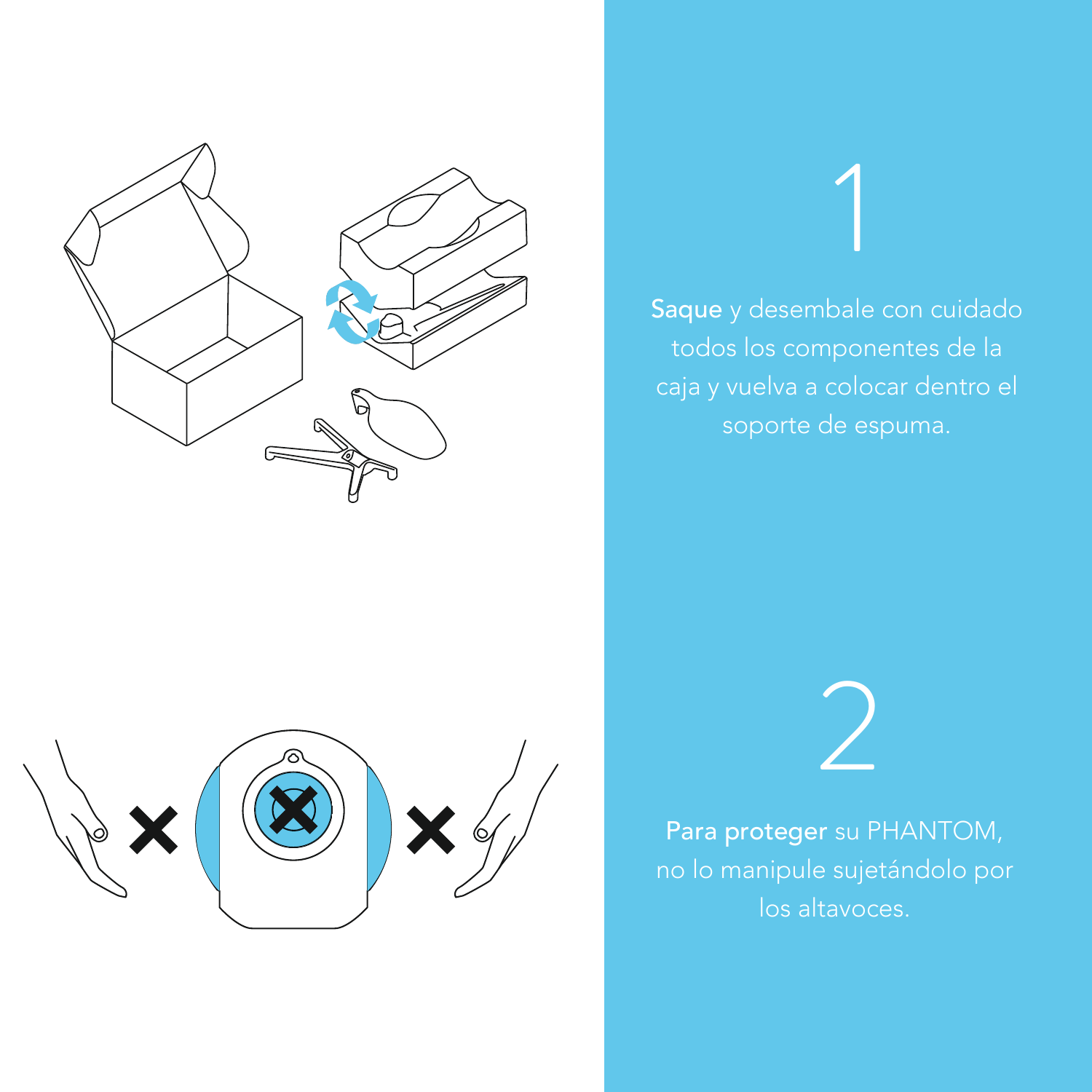1

**Saque** y desembale con cuidado todos los componentes de la caja y vuelva a colocar dentro el soporte de espuma.

2

**Para proteger** su PHANTOM, no lo manipule sujetándolo por los altavoces.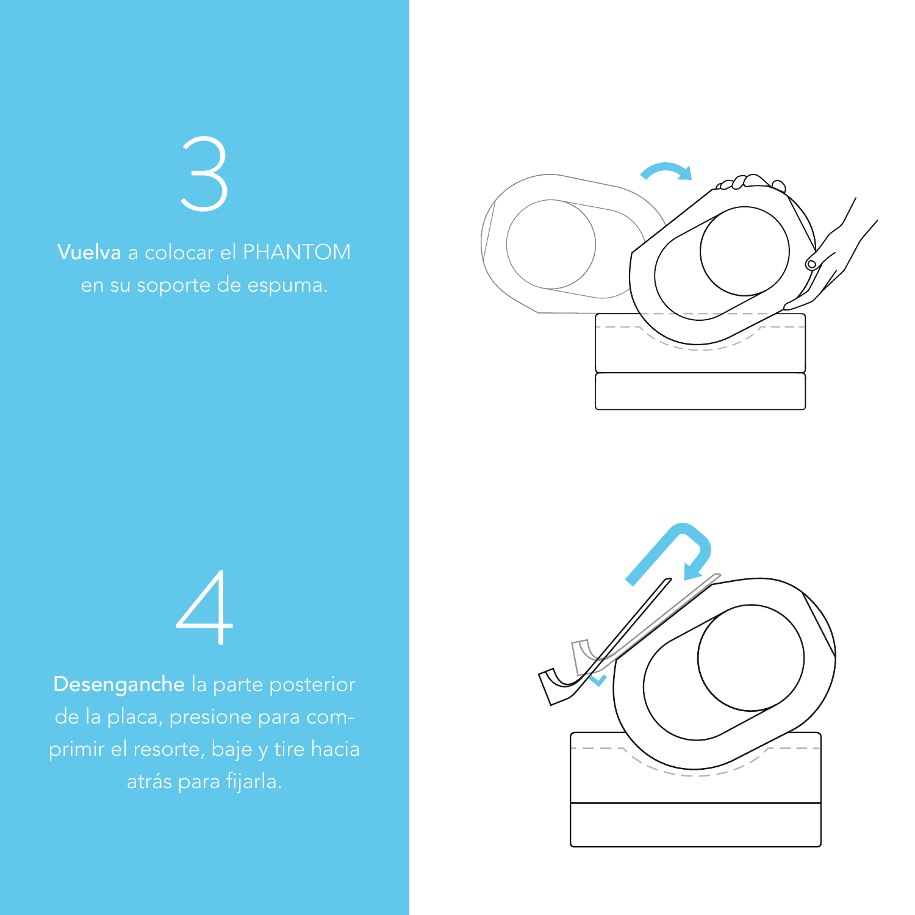# 3

**Vuelva** a colocar el PHANTOM en su soporte de espuma.

# 4

**Desenganche** la parte posterior de la placa, presione para comprimir el resorte, baje y tire hacia atrás para fijarla.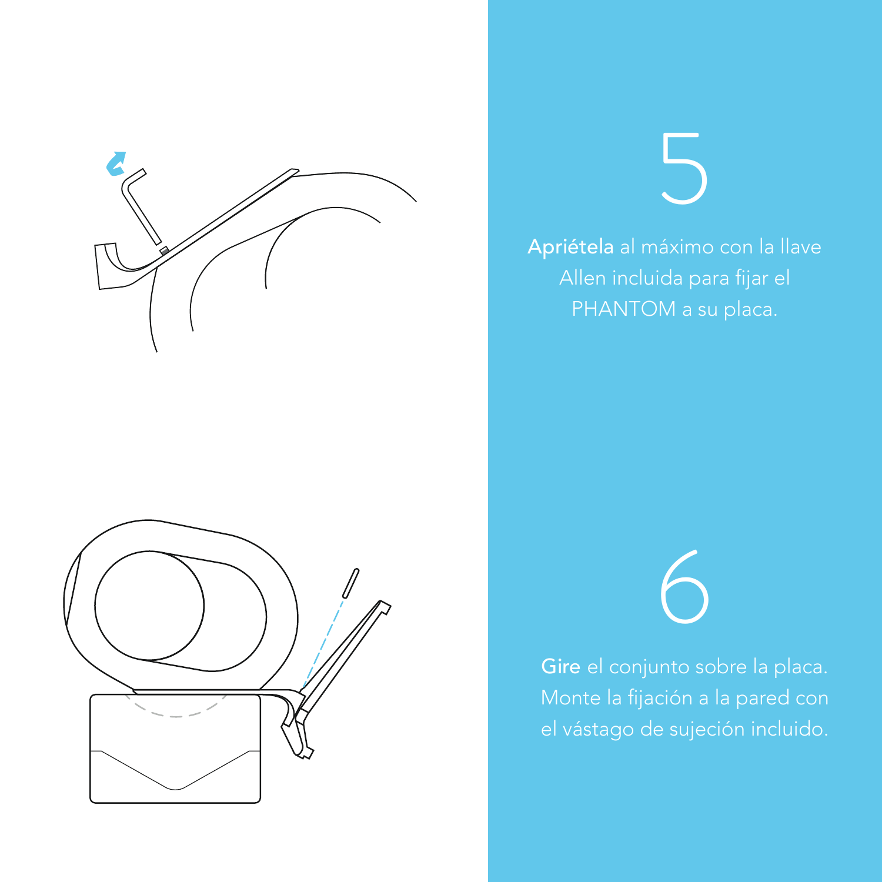## 5

**Apriétela** al máximo con la llave Allen incluida para fijar el PHANTOM a su placa.

## 6

**Gire** el conjunto sobre la placa. Monte la fijación a la pared con el vástago de sujeción incluido.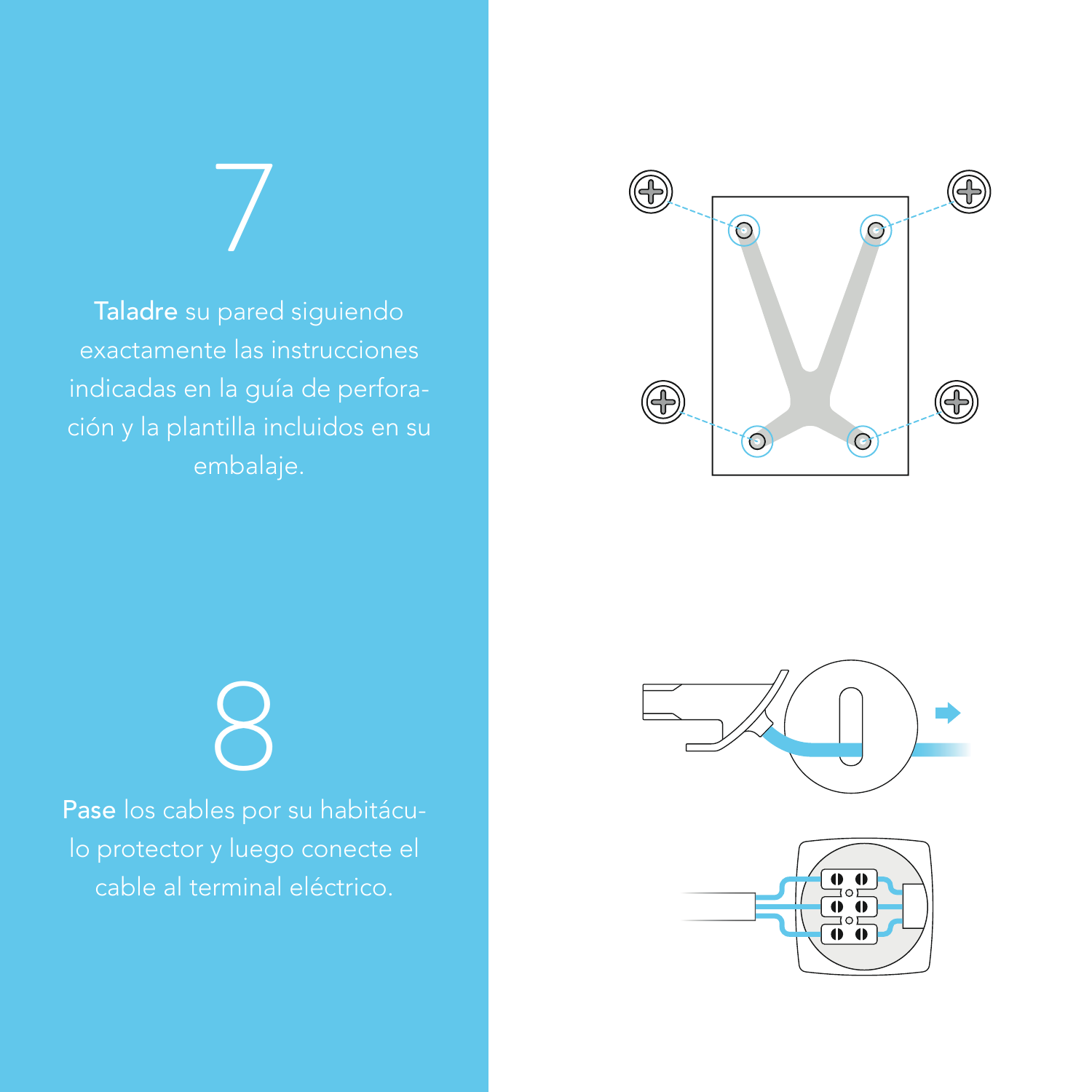# 7

**Taladre** su pared siguiendo exactamente las instrucciones indicadas en la guía de perforación y la plantilla incluidos en su embalaje.

# 8

**Pase** los cables por su habitáculo protector y luego conecte el cable al terminal eléctrico.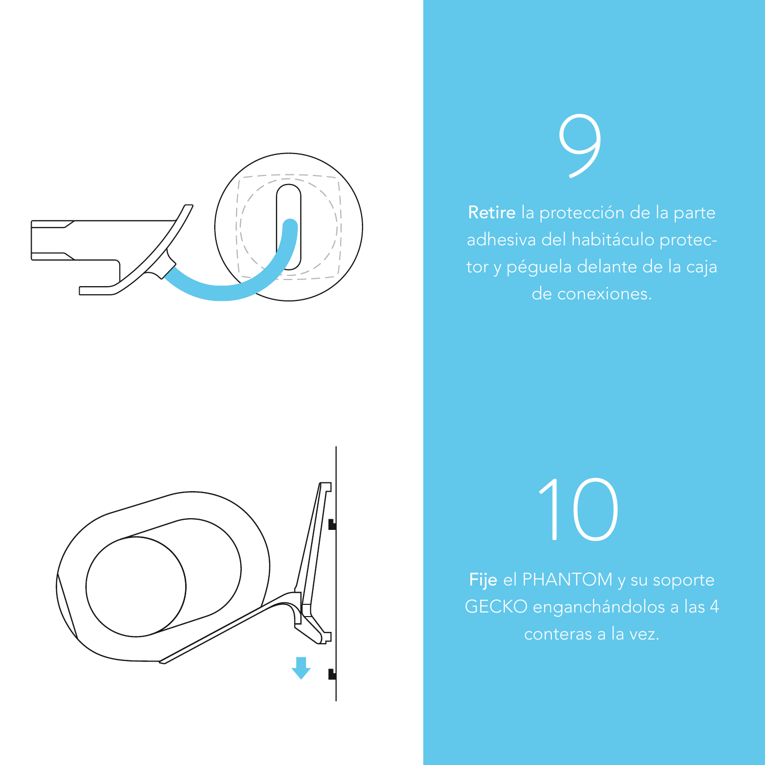# 9

**Retire** la protección de la parte adhesiva del habitáculo protector y péguela delante de la caja de conexiones.

# 10

**Fije** el PHANTOM y su soporte GECKO enganchándolos a las 4 conteras a la vez.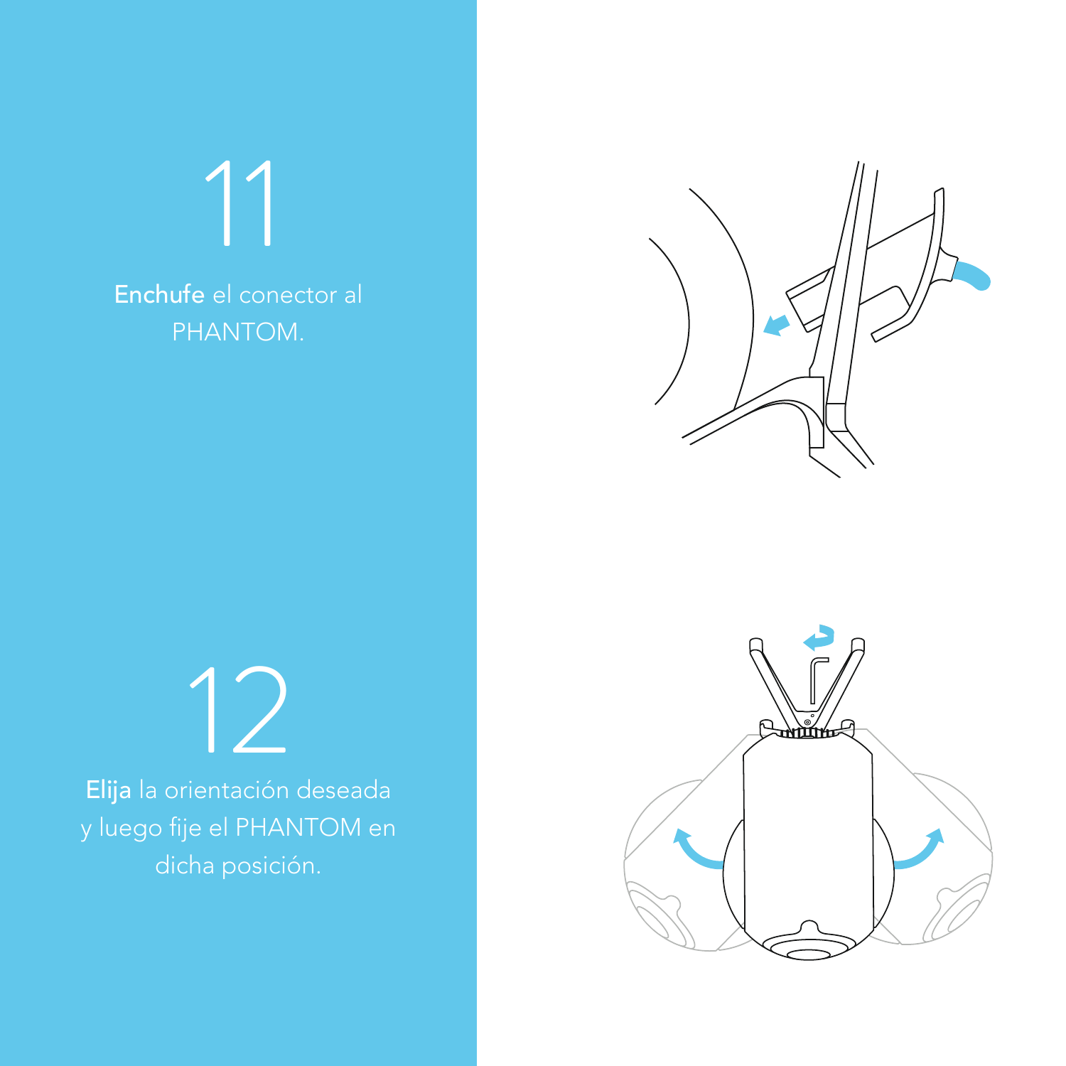# 11

**Enchufe** el conector al PHANTOM.

# 12

**Elija** la orientación deseada y luego fije el PHANTOM en dicha posición.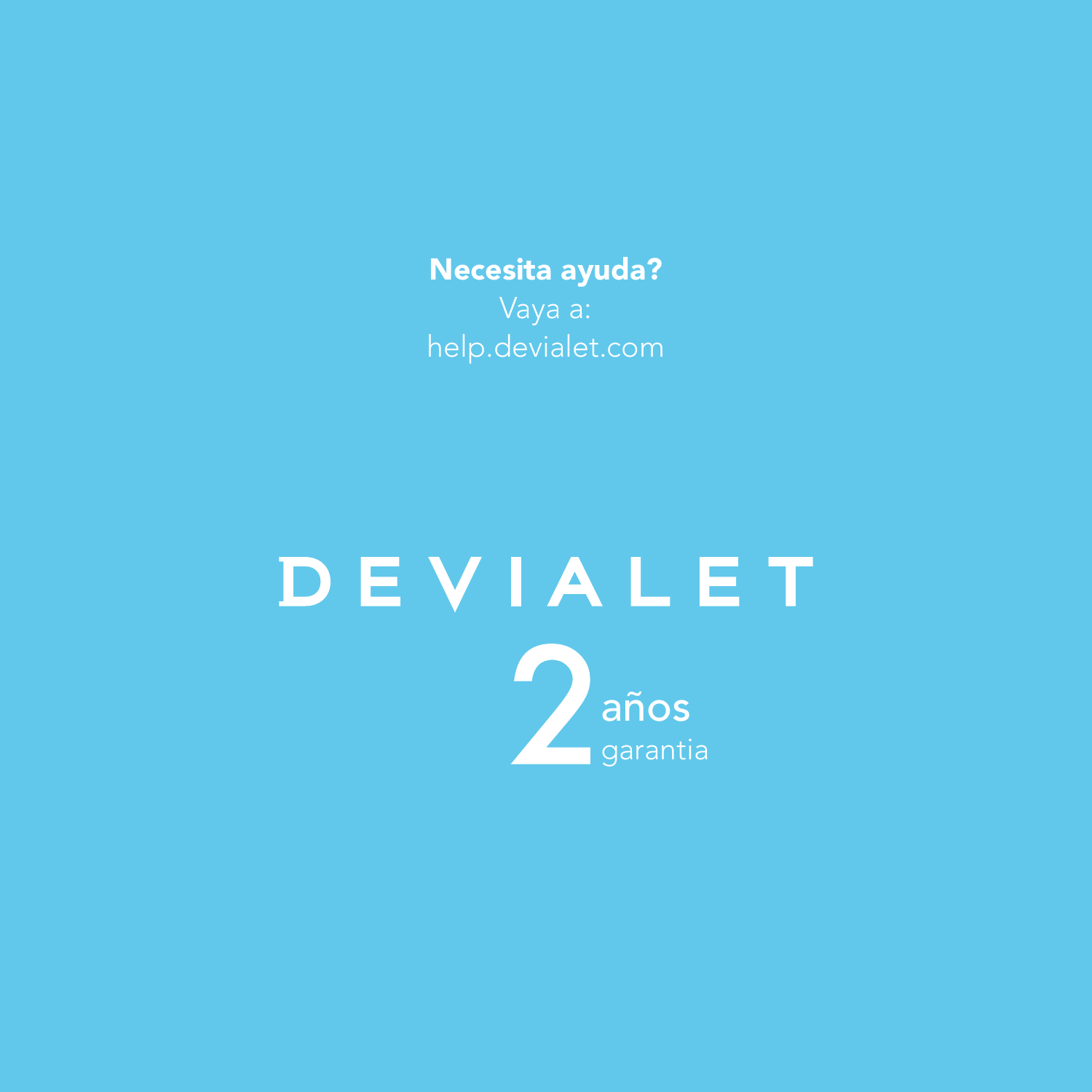**Necesita ayuda?**

Vaya a:

help.devialet.com

DEVIALET

2 años garantia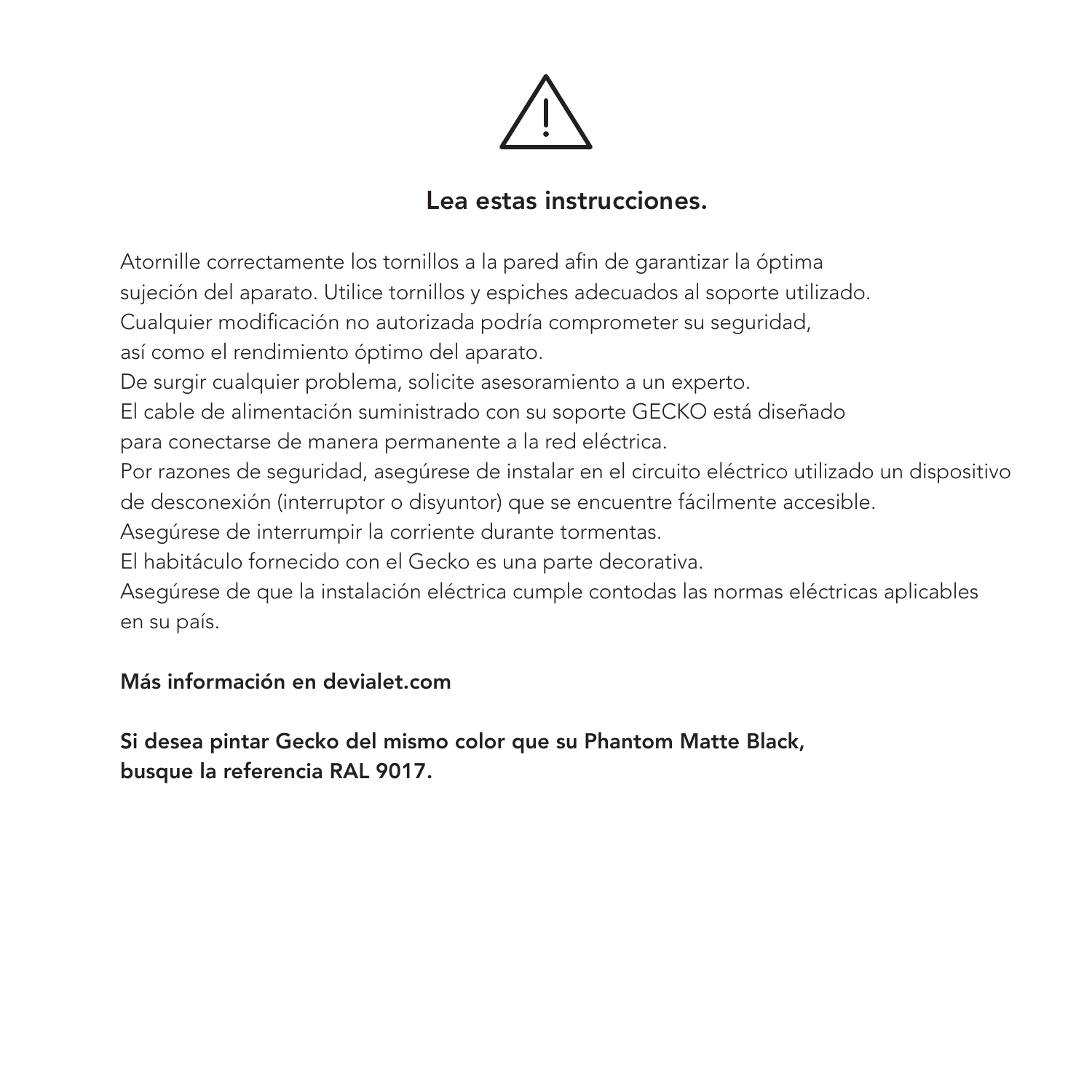⚠

## Lea estas instrucciones.

Atornille correctamente los tornillos a la pared afin de garantizar la óptima sujeción del aparato. Utilice tornillos y espiches adecuados al soporte utilizado.
Cualquier modificación no autorizada podría comprometer su seguridad, así como el rendimiento óptimo del aparato.
De surgir cualquier problema, solicite asesoramiento a un experto.
El cable de alimentación suministrado con su soporte GECKO está diseñado para conectarse de manera permanente a la red eléctrica.
Por razones de seguridad, asegúrese de instalar en el circuito eléctrico utilizado un dispositivo de desconexión (interruptor o disyuntor) que se encuentre fácilmente accesible.
Asegúrese de interrumpir la corriente durante tormentas.
El habitáculo fornecido con el Gecko es una parte decorativa.
Asegúrese de que la instalación eléctrica cumple contodas las normas eléctricas aplicables en su país.

**Más información en devialet.com**

**Si desea pintar Gecko del mismo color que su Phantom Matte Black, busque la referencia RAL 9017.**